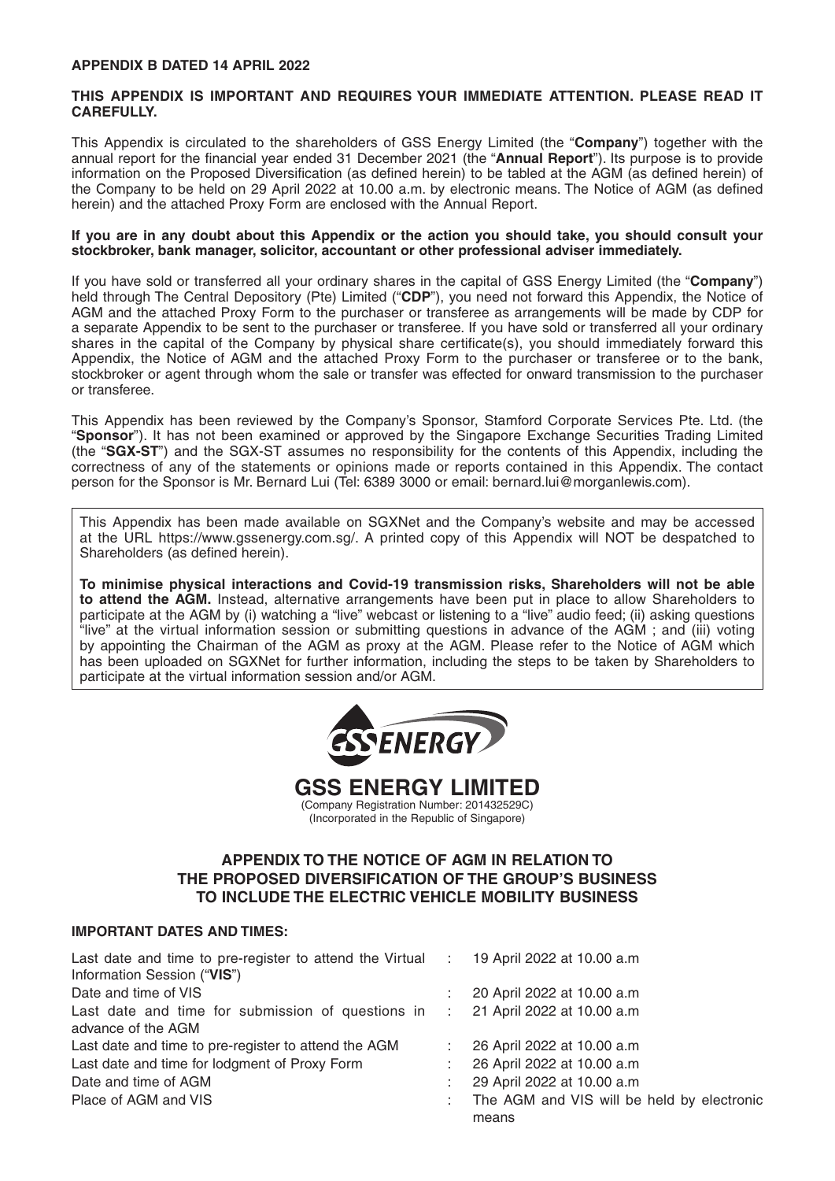**APPENDIX B DATED 14 APRIL 2022**

**THIS APPENDIX IS IMPORTANT AND REQUIRES YOUR IMMEDIATE ATTENTION. PLEASE READ IT CAREFULLY.**

This Appendix is circulated to the shareholders of GSS Energy Limited (the "**Company**") together with the annual report for the financial year ended 31 December 2021 (the "**Annual Report**"). Its purpose is to provide information on the Proposed Diversification (as defined herein) to be tabled at the AGM (as defined herein) of the Company to be held on 29 April 2022 at 10.00 a.m. by electronic means. The Notice of AGM (as defined herein) and the attached Proxy Form are enclosed with the Annual Report.

**If you are in any doubt about this Appendix or the action you should take, you should consult your stockbroker, bank manager, solicitor, accountant or other professional adviser immediately.**

If you have sold or transferred all your ordinary shares in the capital of GSS Energy Limited (the "**Company**") held through The Central Depository (Pte) Limited ("**CDP**"), you need not forward this Appendix, the Notice of AGM and the attached Proxy Form to the purchaser or transferee as arrangements will be made by CDP for a separate Appendix to be sent to the purchaser or transferee. If you have sold or transferred all your ordinary shares in the capital of the Company by physical share certificate(s), you should immediately forward this Appendix, the Notice of AGM and the attached Proxy Form to the purchaser or transferee or to the bank, stockbroker or agent through whom the sale or transfer was effected for onward transmission to the purchaser or transferee.

This Appendix has been reviewed by the Company's Sponsor, Stamford Corporate Services Pte. Ltd. (the "**Sponsor**"). It has not been examined or approved by the Singapore Exchange Securities Trading Limited (the "**SGX-ST**") and the SGX-ST assumes no responsibility for the contents of this Appendix, including the correctness of any of the statements or opinions made or reports contained in this Appendix. The contact person for the Sponsor is Mr. Bernard Lui (Tel: 6389 3000 or email: bernard.lui@morganlewis.com).

This Appendix has been made available on SGXNet and the Company's website and may be accessed at the URL https://www.gssenergy.com.sg/. A printed copy of this Appendix will NOT be despatched to Shareholders (as defined herein).

**To minimise physical interactions and Covid-19 transmission risks, Shareholders will not be able to attend the AGM.** Instead, alternative arrangements have been put in place to allow Shareholders to participate at the AGM by (i) watching a "live" webcast or listening to a "live" audio feed; (ii) asking questions "live" at the virtual information session or submitting questions in advance of the AGM ; and (iii) voting by appointing the Chairman of the AGM as proxy at the AGM. Please refer to the Notice of AGM which has been uploaded on SGXNet for further information, including the steps to be taken by Shareholders to participate at the virtual information session and/or AGM.

# GSS ENERGY LIMITED

(Company Registration Number: 201432529C)
(Incorporated in the Republic of Singapore)

## APPENDIX TO THE NOTICE OF AGM IN RELATION TO THE PROPOSED DIVERSIFICATION OF THE GROUP'S BUSINESS TO INCLUDE THE ELECTRIC VEHICLE MOBILITY BUSINESS

**IMPORTANT DATES AND TIMES:**

| | | |
|---|---|---|
| Last date and time to pre-register to attend the Virtual Information Session ("**VIS**") | : | 19 April 2022 at 10.00 a.m |
| Date and time of VIS | : | 20 April 2022 at 10.00 a.m |
| Last date and time for submission of questions in advance of the AGM | : | 21 April 2022 at 10.00 a.m |
| Last date and time to pre-register to attend the AGM | : | 26 April 2022 at 10.00 a.m |
| Last date and time for lodgment of Proxy Form | : | 26 April 2022 at 10.00 a.m |
| Date and time of AGM | : | 29 April 2022 at 10.00 a.m |
| Place of AGM and VIS | : | The AGM and VIS will be held by electronic means |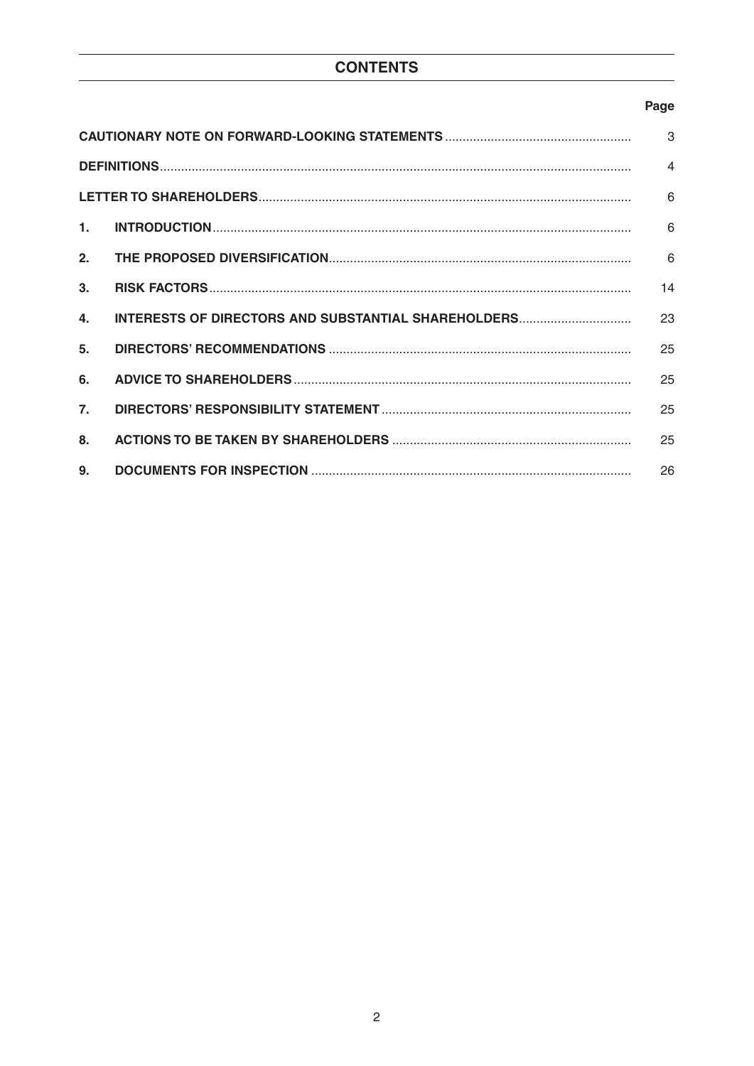# CONTENTS

| | | Page |
|---|---|---|
| **CAUTIONARY NOTE ON FORWARD-LOOKING STATEMENTS** | | 3 |
| **DEFINITIONS** | | 4 |
| **LETTER TO SHAREHOLDERS** | | 6 |
| **1.** | **INTRODUCTION** | 6 |
| **2.** | **THE PROPOSED DIVERSIFICATION** | 6 |
| **3.** | **RISK FACTORS** | 14 |
| **4.** | **INTERESTS OF DIRECTORS AND SUBSTANTIAL SHAREHOLDERS** | 23 |
| **5.** | **DIRECTORS' RECOMMENDATIONS** | 25 |
| **6.** | **ADVICE TO SHAREHOLDERS** | 25 |
| **7.** | **DIRECTORS' RESPONSIBILITY STATEMENT** | 25 |
| **8.** | **ACTIONS TO BE TAKEN BY SHAREHOLDERS** | 25 |
| **9.** | **DOCUMENTS FOR INSPECTION** | 26 |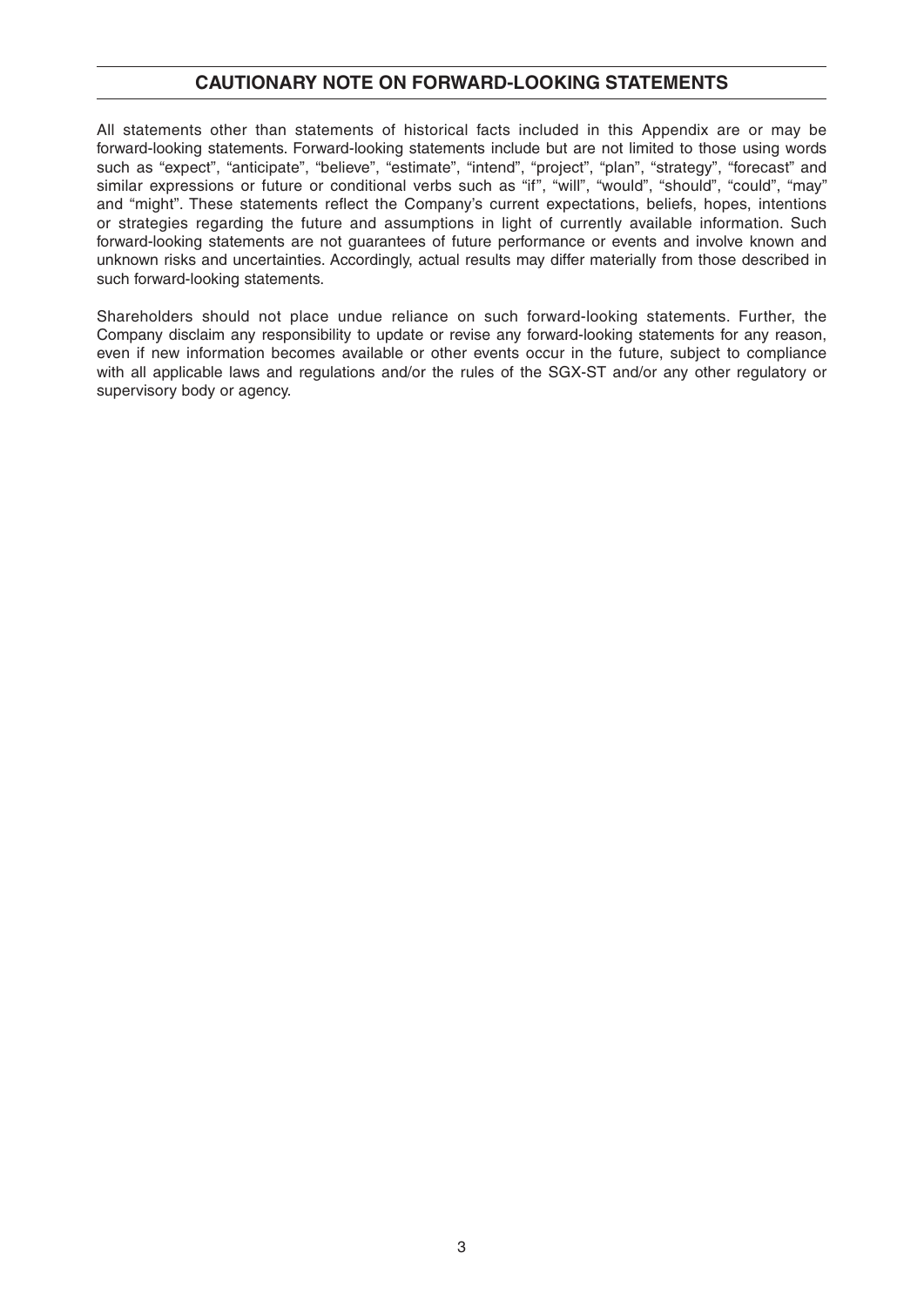## CAUTIONARY NOTE ON FORWARD-LOOKING STATEMENTS

All statements other than statements of historical facts included in this Appendix are or may be forward-looking statements. Forward-looking statements include but are not limited to those using words such as "expect", "anticipate", "believe", "estimate", "intend", "project", "plan", "strategy", "forecast" and similar expressions or future or conditional verbs such as "if", "will", "would", "should", "could", "may" and "might". These statements reflect the Company's current expectations, beliefs, hopes, intentions or strategies regarding the future and assumptions in light of currently available information. Such forward-looking statements are not guarantees of future performance or events and involve known and unknown risks and uncertainties. Accordingly, actual results may differ materially from those described in such forward-looking statements.

Shareholders should not place undue reliance on such forward-looking statements. Further, the Company disclaim any responsibility to update or revise any forward-looking statements for any reason, even if new information becomes available or other events occur in the future, subject to compliance with all applicable laws and regulations and/or the rules of the SGX-ST and/or any other regulatory or supervisory body or agency.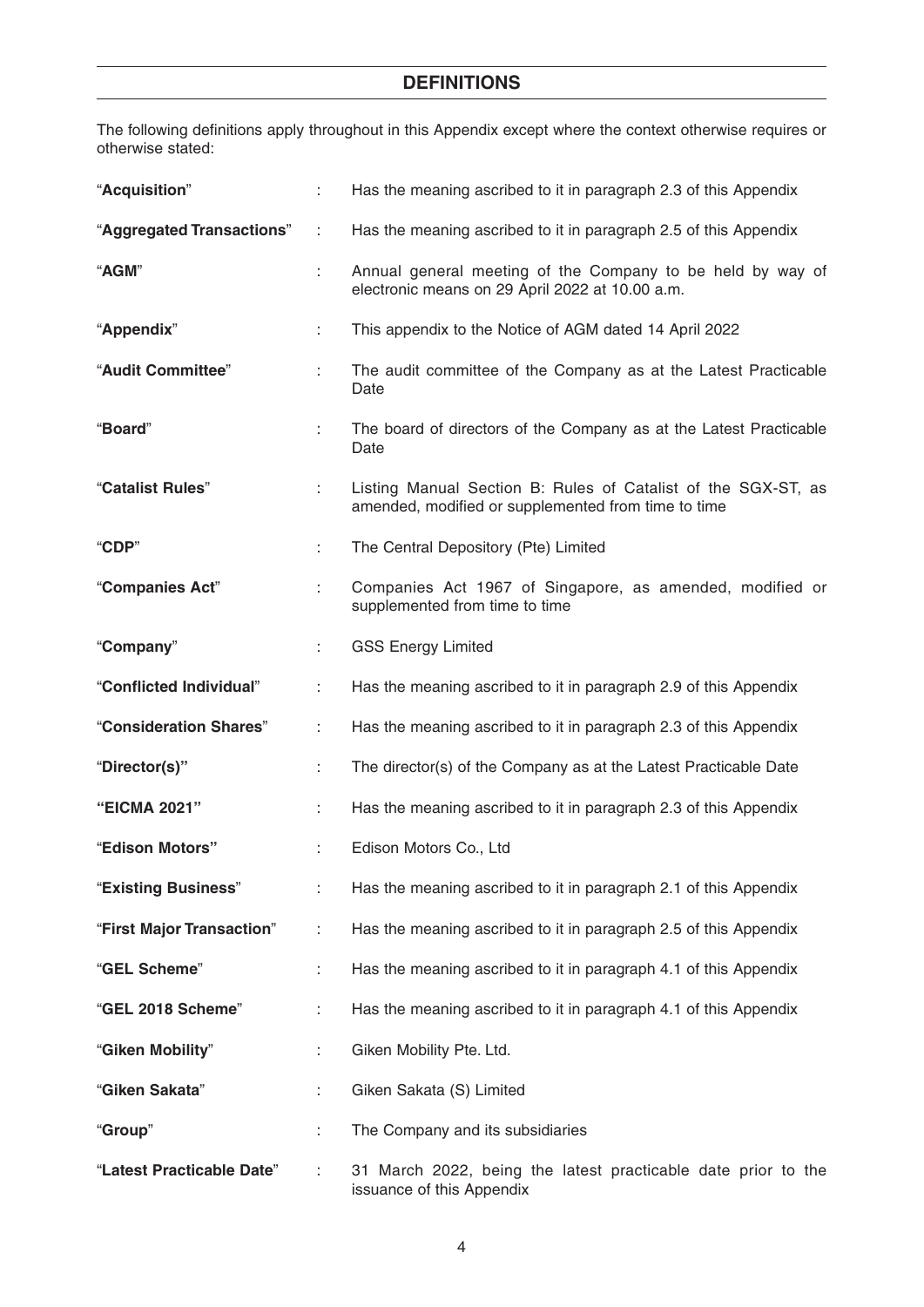## DEFINITIONS

The following definitions apply throughout in this Appendix except where the context otherwise requires or otherwise stated:

| | | |
|---|---|---|
| "**Acquisition**" | : | Has the meaning ascribed to it in paragraph 2.3 of this Appendix |
| "**Aggregated Transactions**" | : | Has the meaning ascribed to it in paragraph 2.5 of this Appendix |
| "**AGM**" | : | Annual general meeting of the Company to be held by way of electronic means on 29 April 2022 at 10.00 a.m. |
| "**Appendix**" | : | This appendix to the Notice of AGM dated 14 April 2022 |
| "**Audit Committee**" | : | The audit committee of the Company as at the Latest Practicable Date |
| "**Board**" | : | The board of directors of the Company as at the Latest Practicable Date |
| "**Catalist Rules**" | : | Listing Manual Section B: Rules of Catalist of the SGX-ST, as amended, modified or supplemented from time to time |
| "**CDP**" | : | The Central Depository (Pte) Limited |
| "**Companies Act**" | : | Companies Act 1967 of Singapore, as amended, modified or supplemented from time to time |
| "**Company**" | : | GSS Energy Limited |
| "**Conflicted Individual**" | : | Has the meaning ascribed to it in paragraph 2.9 of this Appendix |
| "**Consideration Shares**" | : | Has the meaning ascribed to it in paragraph 2.3 of this Appendix |
| "**Director(s)**" | : | The director(s) of the Company as at the Latest Practicable Date |
| "**EICMA 2021**" | : | Has the meaning ascribed to it in paragraph 2.3 of this Appendix |
| "**Edison Motors**" | : | Edison Motors Co., Ltd |
| "**Existing Business**" | : | Has the meaning ascribed to it in paragraph 2.1 of this Appendix |
| "**First Major Transaction**" | : | Has the meaning ascribed to it in paragraph 2.5 of this Appendix |
| "**GEL Scheme**" | : | Has the meaning ascribed to it in paragraph 4.1 of this Appendix |
| "**GEL 2018 Scheme**" | : | Has the meaning ascribed to it in paragraph 4.1 of this Appendix |
| "**Giken Mobility**" | : | Giken Mobility Pte. Ltd. |
| "**Giken Sakata**" | : | Giken Sakata (S) Limited |
| "**Group**" | : | The Company and its subsidiaries |
| "**Latest Practicable Date**" | : | 31 March 2022, being the latest practicable date prior to the issuance of this Appendix |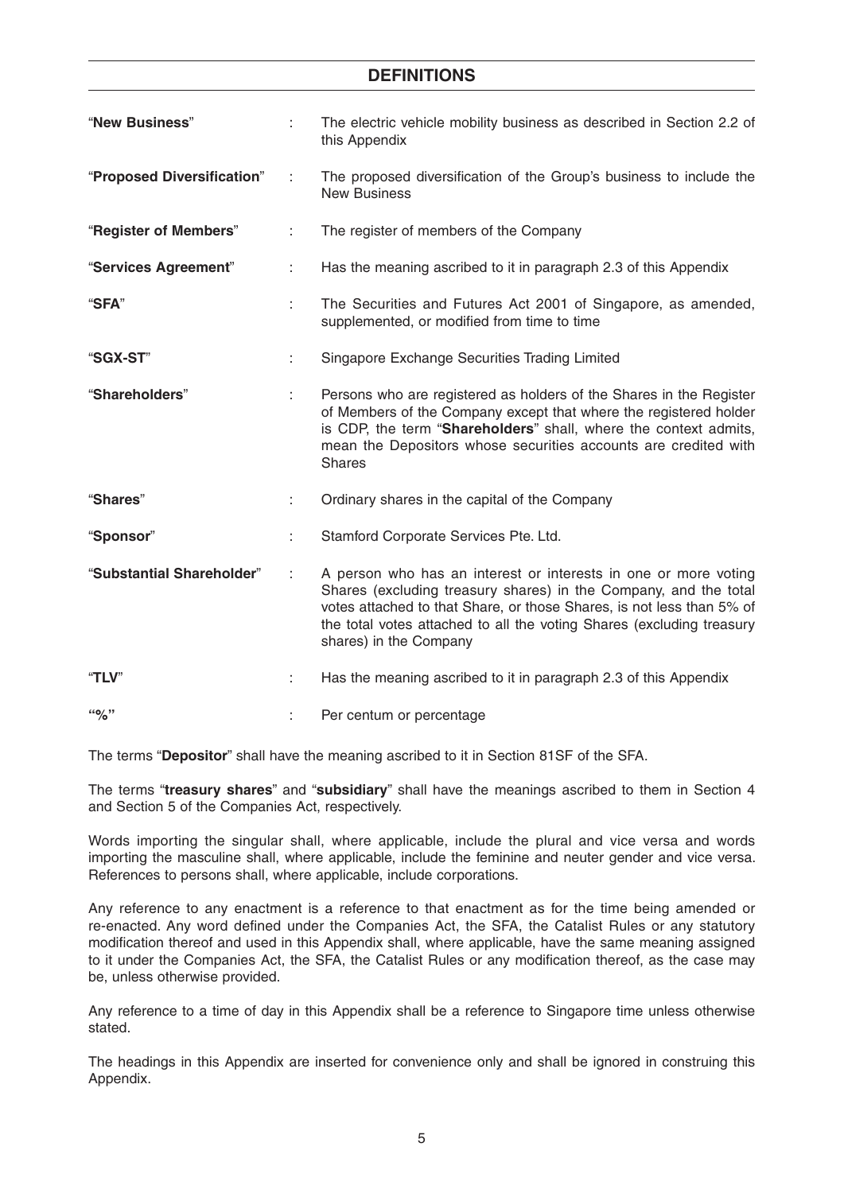## DEFINITIONS

| | | |
|---|---|---|
| "**New Business**" | : | The electric vehicle mobility business as described in Section 2.2 of this Appendix |
| "**Proposed Diversification**" | : | The proposed diversification of the Group's business to include the New Business |
| "**Register of Members**" | : | The register of members of the Company |
| "**Services Agreement**" | : | Has the meaning ascribed to it in paragraph 2.3 of this Appendix |
| "**SFA**" | : | The Securities and Futures Act 2001 of Singapore, as amended, supplemented, or modified from time to time |
| "**SGX-ST**" | : | Singapore Exchange Securities Trading Limited |
| "**Shareholders**" | : | Persons who are registered as holders of the Shares in the Register of Members of the Company except that where the registered holder is CDP, the term "**Shareholders**" shall, where the context admits, mean the Depositors whose securities accounts are credited with Shares |
| "**Shares**" | : | Ordinary shares in the capital of the Company |
| "**Sponsor**" | : | Stamford Corporate Services Pte. Ltd. |
| "**Substantial Shareholder**" | : | A person who has an interest or interests in one or more voting Shares (excluding treasury shares) in the Company, and the total votes attached to that Share, or those Shares, is not less than 5% of the total votes attached to all the voting Shares (excluding treasury shares) in the Company |
| "**TLV**" | : | Has the meaning ascribed to it in paragraph 2.3 of this Appendix |
| "**%**" | : | Per centum or percentage |

The terms "**Depositor**" shall have the meaning ascribed to it in Section 81SF of the SFA.

The terms "**treasury shares**" and "**subsidiary**" shall have the meanings ascribed to them in Section 4 and Section 5 of the Companies Act, respectively.

Words importing the singular shall, where applicable, include the plural and vice versa and words importing the masculine shall, where applicable, include the feminine and neuter gender and vice versa. References to persons shall, where applicable, include corporations.

Any reference to any enactment is a reference to that enactment as for the time being amended or re-enacted. Any word defined under the Companies Act, the SFA, the Catalist Rules or any statutory modification thereof and used in this Appendix shall, where applicable, have the same meaning assigned to it under the Companies Act, the SFA, the Catalist Rules or any modification thereof, as the case may be, unless otherwise provided.

Any reference to a time of day in this Appendix shall be a reference to Singapore time unless otherwise stated.

The headings in this Appendix are inserted for convenience only and shall be ignored in construing this Appendix.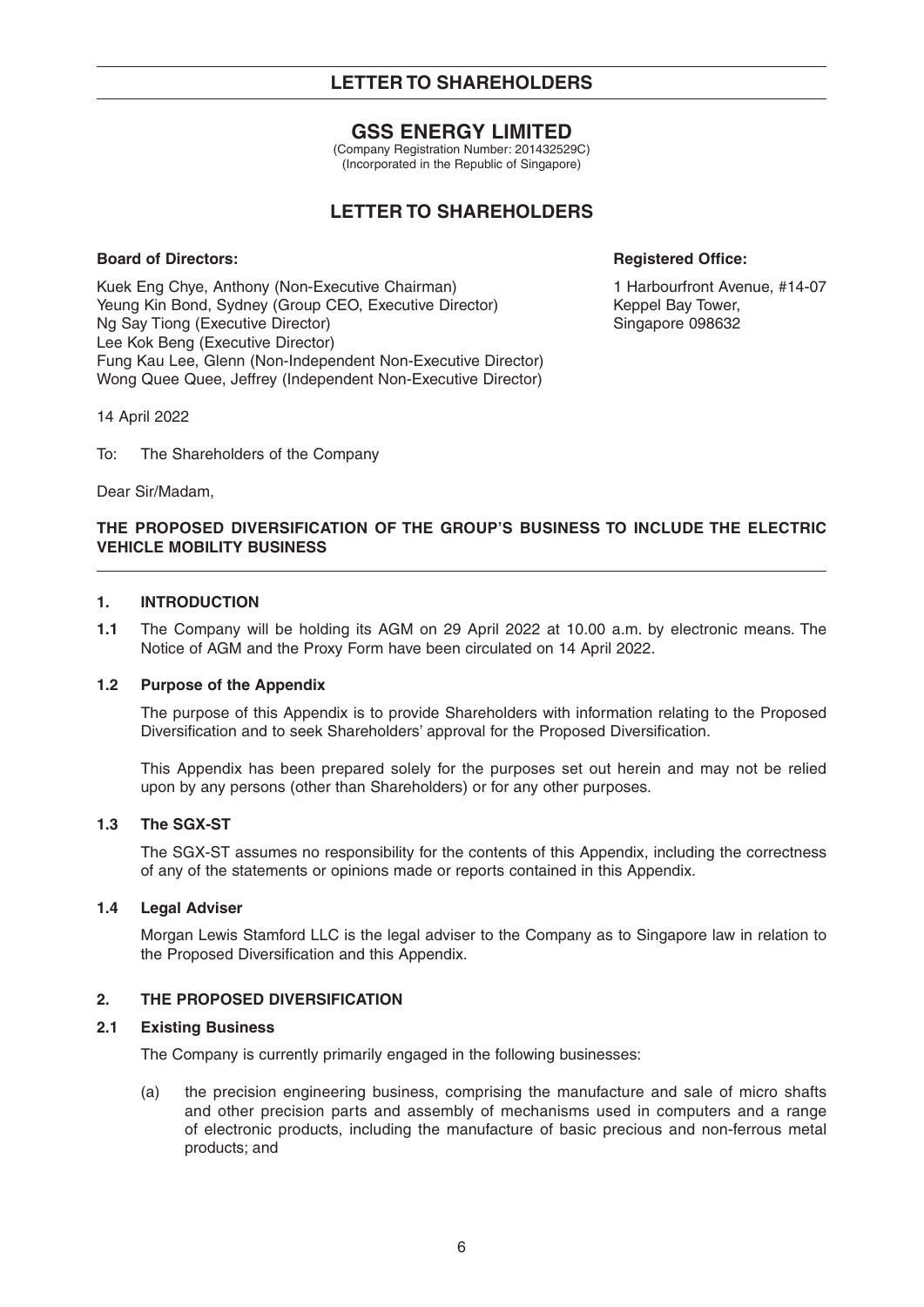# LETTER TO SHAREHOLDERS

## GSS ENERGY LIMITED

(Company Registration Number: 201432529C)
(Incorporated in the Republic of Singapore)

## LETTER TO SHAREHOLDERS

**Board of Directors:**

Kuek Eng Chye, Anthony (Non-Executive Chairman)
Yeung Kin Bond, Sydney (Group CEO, Executive Director)
Ng Say Tiong (Executive Director)
Lee Kok Beng (Executive Director)
Fung Kau Lee, Glenn (Non-Independent Non-Executive Director)
Wong Quee Quee, Jeffrey (Independent Non-Executive Director)

**Registered Office:**

1 Harbourfront Avenue, #14-07
Keppel Bay Tower,
Singapore 098632

14 April 2022

To: The Shareholders of the Company

Dear Sir/Madam,

**THE PROPOSED DIVERSIFICATION OF THE GROUP'S BUSINESS TO INCLUDE THE ELECTRIC VEHICLE MOBILITY BUSINESS**

### 1. INTRODUCTION

**1.1** The Company will be holding its AGM on 29 April 2022 at 10.00 a.m. by electronic means. The Notice of AGM and the Proxy Form have been circulated on 14 April 2022.

**1.2 Purpose of the Appendix**

The purpose of this Appendix is to provide Shareholders with information relating to the Proposed Diversification and to seek Shareholders' approval for the Proposed Diversification.

This Appendix has been prepared solely for the purposes set out herein and may not be relied upon by any persons (other than Shareholders) or for any other purposes.

**1.3 The SGX-ST**

The SGX-ST assumes no responsibility for the contents of this Appendix, including the correctness of any of the statements or opinions made or reports contained in this Appendix.

**1.4 Legal Adviser**

Morgan Lewis Stamford LLC is the legal adviser to the Company as to Singapore law in relation to the Proposed Diversification and this Appendix.

### 2. THE PROPOSED DIVERSIFICATION

**2.1 Existing Business**

The Company is currently primarily engaged in the following businesses:

(a) the precision engineering business, comprising the manufacture and sale of micro shafts and other precision parts and assembly of mechanisms used in computers and a range of electronic products, including the manufacture of basic precious and non-ferrous metal products; and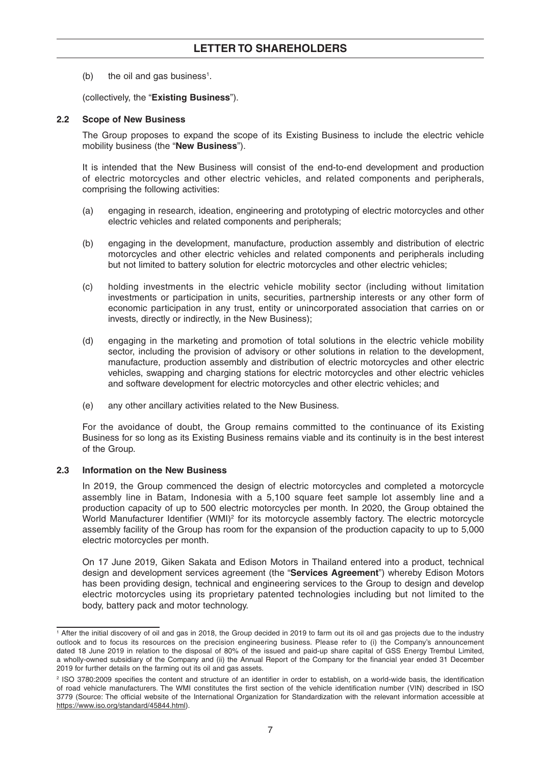(b) the oil and gas business[1].

(collectively, the "**Existing Business**").

### 2.2 Scope of New Business

The Group proposes to expand the scope of its Existing Business to include the electric vehicle mobility business (the "**New Business**").

It is intended that the New Business will consist of the end-to-end development and production of electric motorcycles and other electric vehicles, and related components and peripherals, comprising the following activities:

(a) engaging in research, ideation, engineering and prototyping of electric motorcycles and other electric vehicles and related components and peripherals;

(b) engaging in the development, manufacture, production assembly and distribution of electric motorcycles and other electric vehicles and related components and peripherals including but not limited to battery solution for electric motorcycles and other electric vehicles;

(c) holding investments in the electric vehicle mobility sector (including without limitation investments or participation in units, securities, partnership interests or any other form of economic participation in any trust, entity or unincorporated association that carries on or invests, directly or indirectly, in the New Business);

(d) engaging in the marketing and promotion of total solutions in the electric vehicle mobility sector, including the provision of advisory or other solutions in relation to the development, manufacture, production assembly and distribution of electric motorcycles and other electric vehicles, swapping and charging stations for electric motorcycles and other electric vehicles and software development for electric motorcycles and other electric vehicles; and

(e) any other ancillary activities related to the New Business.

For the avoidance of doubt, the Group remains committed to the continuance of its Existing Business for so long as its Existing Business remains viable and its continuity is in the best interest of the Group.

### 2.3 Information on the New Business

In 2019, the Group commenced the design of electric motorcycles and completed a motorcycle assembly line in Batam, Indonesia with a 5,100 square feet sample lot assembly line and a production capacity of up to 500 electric motorcycles per month. In 2020, the Group obtained the World Manufacturer Identifier (WMI)[2] for its motorcycle assembly factory. The electric motorcycle assembly facility of the Group has room for the expansion of the production capacity to up to 5,000 electric motorcycles per month.

On 17 June 2019, Giken Sakata and Edison Motors in Thailand entered into a product, technical design and development services agreement (the "**Services Agreement**") whereby Edison Motors has been providing design, technical and engineering services to the Group to design and develop electric motorcycles using its proprietary patented technologies including but not limited to the body, battery pack and motor technology.

---

[1] After the initial discovery of oil and gas in 2018, the Group decided in 2019 to farm out its oil and gas projects due to the industry outlook and to focus its resources on the precision engineering business. Please refer to (i) the Company's announcement dated 18 June 2019 in relation to the disposal of 80% of the issued and paid-up share capital of GSS Energy Trembul Limited, a wholly-owned subsidiary of the Company and (ii) the Annual Report of the Company for the financial year ended 31 December 2019 for further details on the farming out its oil and gas assets.

[2] ISO 3780:2009 specifies the content and structure of an identifier in order to establish, on a world-wide basis, the identification of road vehicle manufacturers. The WMI constitutes the first section of the vehicle identification number (VIN) described in ISO 3779 (Source: The official website of the International Organization for Standardization with the relevant information accessible at https://www.iso.org/standard/45844.html).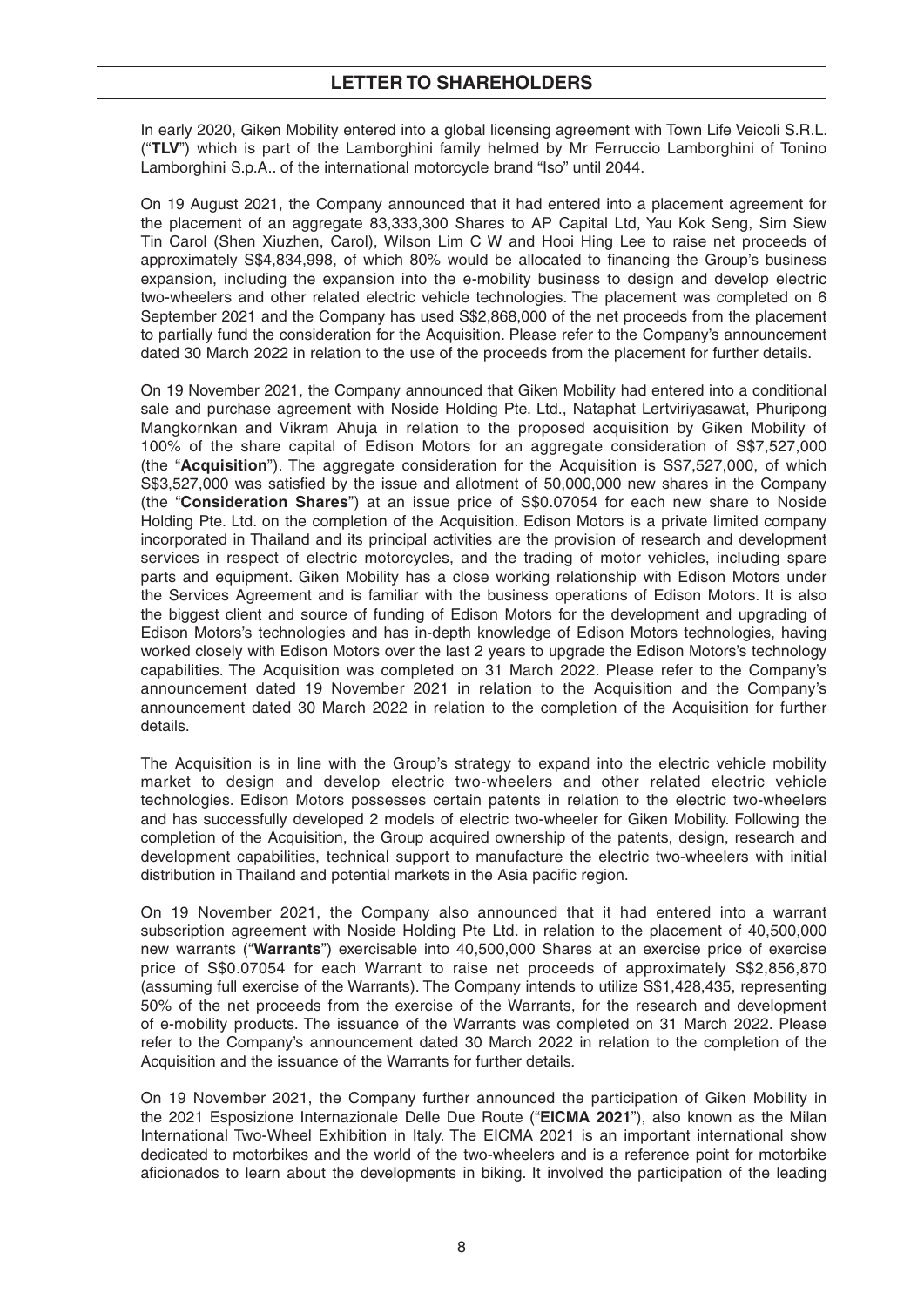# LETTER TO SHAREHOLDERS

In early 2020, Giken Mobility entered into a global licensing agreement with Town Life Veicoli S.R.L. ("**TLV**") which is part of the Lamborghini family helmed by Mr Ferruccio Lamborghini of Tonino Lamborghini S.p.A.. of the international motorcycle brand "Iso" until 2044.

On 19 August 2021, the Company announced that it had entered into a placement agreement for the placement of an aggregate 83,333,300 Shares to AP Capital Ltd, Yau Kok Seng, Sim Siew Tin Carol (Shen Xiuzhen, Carol), Wilson Lim C W and Hooi Hing Lee to raise net proceeds of approximately S$4,834,998, of which 80% would be allocated to financing the Group's business expansion, including the expansion into the e-mobility business to design and develop electric two-wheelers and other related electric vehicle technologies. The placement was completed on 6 September 2021 and the Company has used S$2,868,000 of the net proceeds from the placement to partially fund the consideration for the Acquisition. Please refer to the Company's announcement dated 30 March 2022 in relation to the use of the proceeds from the placement for further details.

On 19 November 2021, the Company announced that Giken Mobility had entered into a conditional sale and purchase agreement with Noside Holding Pte. Ltd., Nataphat Lertviriyasawat, Phuripong Mangkornkan and Vikram Ahuja in relation to the proposed acquisition by Giken Mobility of 100% of the share capital of Edison Motors for an aggregate consideration of S$7,527,000 (the "**Acquisition**"). The aggregate consideration for the Acquisition is S$7,527,000, of which S$3,527,000 was satisfied by the issue and allotment of 50,000,000 new shares in the Company (the "**Consideration Shares**") at an issue price of S$0.07054 for each new share to Noside Holding Pte. Ltd. on the completion of the Acquisition. Edison Motors is a private limited company incorporated in Thailand and its principal activities are the provision of research and development services in respect of electric motorcycles, and the trading of motor vehicles, including spare parts and equipment. Giken Mobility has a close working relationship with Edison Motors under the Services Agreement and is familiar with the business operations of Edison Motors. It is also the biggest client and source of funding of Edison Motors for the development and upgrading of Edison Motors's technologies and has in-depth knowledge of Edison Motors technologies, having worked closely with Edison Motors over the last 2 years to upgrade the Edison Motors's technology capabilities. The Acquisition was completed on 31 March 2022. Please refer to the Company's announcement dated 19 November 2021 in relation to the Acquisition and the Company's announcement dated 30 March 2022 in relation to the completion of the Acquisition for further details.

The Acquisition is in line with the Group's strategy to expand into the electric vehicle mobility market to design and develop electric two-wheelers and other related electric vehicle technologies. Edison Motors possesses certain patents in relation to the electric two-wheelers and has successfully developed 2 models of electric two-wheeler for Giken Mobility. Following the completion of the Acquisition, the Group acquired ownership of the patents, design, research and development capabilities, technical support to manufacture the electric two-wheelers with initial distribution in Thailand and potential markets in the Asia pacific region.

On 19 November 2021, the Company also announced that it had entered into a warrant subscription agreement with Noside Holding Pte Ltd. in relation to the placement of 40,500,000 new warrants ("**Warrants**") exercisable into 40,500,000 Shares at an exercise price of exercise price of S$0.07054 for each Warrant to raise net proceeds of approximately S$2,856,870 (assuming full exercise of the Warrants). The Company intends to utilize S$1,428,435, representing 50% of the net proceeds from the exercise of the Warrants, for the research and development of e-mobility products. The issuance of the Warrants was completed on 31 March 2022. Please refer to the Company's announcement dated 30 March 2022 in relation to the completion of the Acquisition and the issuance of the Warrants for further details.

On 19 November 2021, the Company further announced the participation of Giken Mobility in the 2021 Esposizione Internazionale Delle Due Route ("**EICMA 2021**"), also known as the Milan International Two-Wheel Exhibition in Italy. The EICMA 2021 is an important international show dedicated to motorbikes and the world of the two-wheelers and is a reference point for motorbike aficionados to learn about the developments in biking. It involved the participation of the leading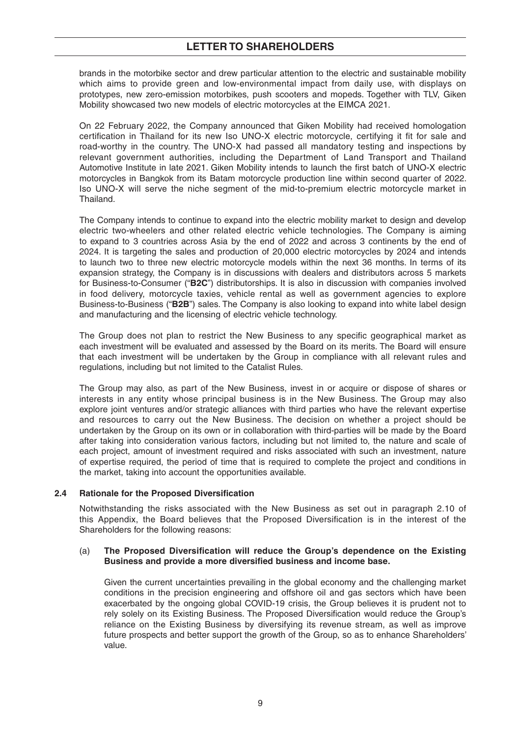brands in the motorbike sector and drew particular attention to the electric and sustainable mobility which aims to provide green and low-environmental impact from daily use, with displays on prototypes, new zero-emission motorbikes, push scooters and mopeds. Together with TLV, Giken Mobility showcased two new models of electric motorcycles at the EIMCA 2021.

On 22 February 2022, the Company announced that Giken Mobility had received homologation certification in Thailand for its new Iso UNO-X electric motorcycle, certifying it fit for sale and road-worthy in the country. The UNO-X had passed all mandatory testing and inspections by relevant government authorities, including the Department of Land Transport and Thailand Automotive Institute in late 2021. Giken Mobility intends to launch the first batch of UNO-X electric motorcycles in Bangkok from its Batam motorcycle production line within second quarter of 2022. Iso UNO-X will serve the niche segment of the mid-to-premium electric motorcycle market in Thailand.

The Company intends to continue to expand into the electric mobility market to design and develop electric two-wheelers and other related electric vehicle technologies. The Company is aiming to expand to 3 countries across Asia by the end of 2022 and across 3 continents by the end of 2024. It is targeting the sales and production of 20,000 electric motorcycles by 2024 and intends to launch two to three new electric motorcycle models within the next 36 months. In terms of its expansion strategy, the Company is in discussions with dealers and distributors across 5 markets for Business-to-Consumer ("**B2C**") distributorships. It is also in discussion with companies involved in food delivery, motorcycle taxies, vehicle rental as well as government agencies to explore Business-to-Business ("**B2B**") sales. The Company is also looking to expand into white label design and manufacturing and the licensing of electric vehicle technology.

The Group does not plan to restrict the New Business to any specific geographical market as each investment will be evaluated and assessed by the Board on its merits. The Board will ensure that each investment will be undertaken by the Group in compliance with all relevant rules and regulations, including but not limited to the Catalist Rules.

The Group may also, as part of the New Business, invest in or acquire or dispose of shares or interests in any entity whose principal business is in the New Business. The Group may also explore joint ventures and/or strategic alliances with third parties who have the relevant expertise and resources to carry out the New Business. The decision on whether a project should be undertaken by the Group on its own or in collaboration with third-parties will be made by the Board after taking into consideration various factors, including but not limited to, the nature and scale of each project, amount of investment required and risks associated with such an investment, nature of expertise required, the period of time that is required to complete the project and conditions in the market, taking into account the opportunities available.

### 2.4 Rationale for the Proposed Diversification

Notwithstanding the risks associated with the New Business as set out in paragraph 2.10 of this Appendix, the Board believes that the Proposed Diversification is in the interest of the Shareholders for the following reasons:

(a) **The Proposed Diversification will reduce the Group's dependence on the Existing Business and provide a more diversified business and income base.**

Given the current uncertainties prevailing in the global economy and the challenging market conditions in the precision engineering and offshore oil and gas sectors which have been exacerbated by the ongoing global COVID-19 crisis, the Group believes it is prudent not to rely solely on its Existing Business. The Proposed Diversification would reduce the Group's reliance on the Existing Business by diversifying its revenue stream, as well as improve future prospects and better support the growth of the Group, so as to enhance Shareholders' value.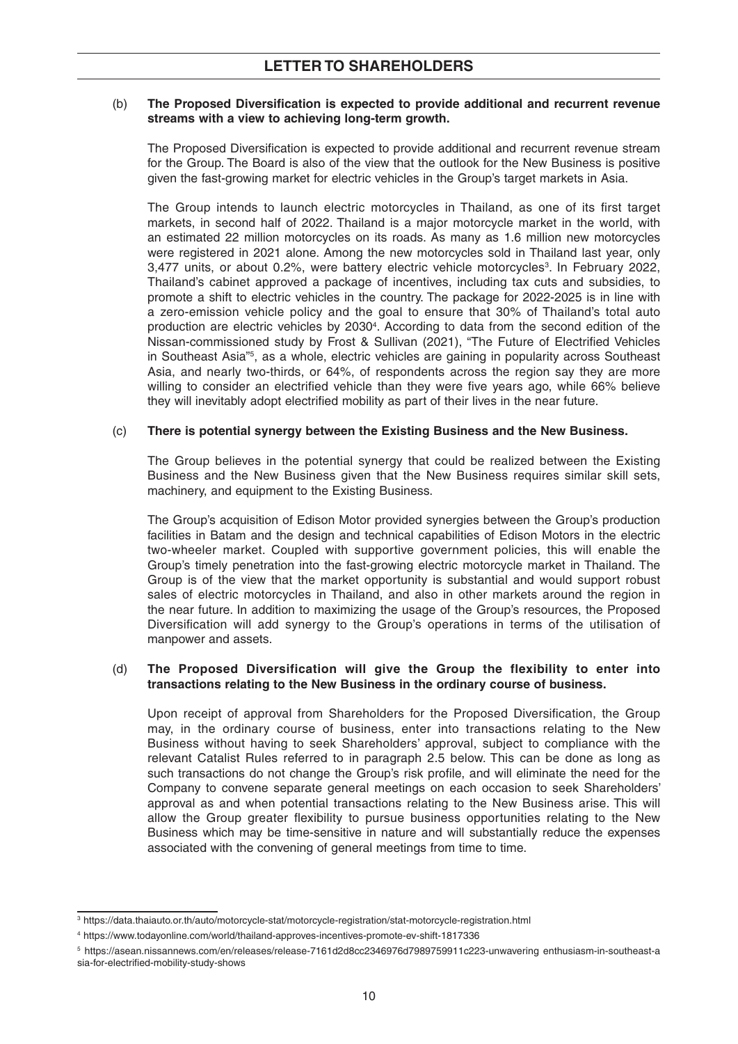(b) **The Proposed Diversification is expected to provide additional and recurrent revenue streams with a view to achieving long-term growth.**

The Proposed Diversification is expected to provide additional and recurrent revenue stream for the Group. The Board is also of the view that the outlook for the New Business is positive given the fast-growing market for electric vehicles in the Group's target markets in Asia.

The Group intends to launch electric motorcycles in Thailand, as one of its first target markets, in second half of 2022. Thailand is a major motorcycle market in the world, with an estimated 22 million motorcycles on its roads. As many as 1.6 million new motorcycles were registered in 2021 alone. Among the new motorcycles sold in Thailand last year, only 3,477 units, or about 0.2%, were battery electric vehicle motorcycles[3]. In February 2022, Thailand's cabinet approved a package of incentives, including tax cuts and subsidies, to promote a shift to electric vehicles in the country. The package for 2022-2025 is in line with a zero-emission vehicle policy and the goal to ensure that 30% of Thailand's total auto production are electric vehicles by 2030[4]. According to data from the second edition of the Nissan-commissioned study by Frost & Sullivan (2021), "The Future of Electrified Vehicles in Southeast Asia"[5], as a whole, electric vehicles are gaining in popularity across Southeast Asia, and nearly two-thirds, or 64%, of respondents across the region say they are more willing to consider an electrified vehicle than they were five years ago, while 66% believe they will inevitably adopt electrified mobility as part of their lives in the near future.

(c) **There is potential synergy between the Existing Business and the New Business.**

The Group believes in the potential synergy that could be realized between the Existing Business and the New Business given that the New Business requires similar skill sets, machinery, and equipment to the Existing Business.

The Group's acquisition of Edison Motor provided synergies between the Group's production facilities in Batam and the design and technical capabilities of Edison Motors in the electric two-wheeler market. Coupled with supportive government policies, this will enable the Group's timely penetration into the fast-growing electric motorcycle market in Thailand. The Group is of the view that the market opportunity is substantial and would support robust sales of electric motorcycles in Thailand, and also in other markets around the region in the near future. In addition to maximizing the usage of the Group's resources, the Proposed Diversification will add synergy to the Group's operations in terms of the utilisation of manpower and assets.

(d) **The Proposed Diversification will give the Group the flexibility to enter into transactions relating to the New Business in the ordinary course of business.**

Upon receipt of approval from Shareholders for the Proposed Diversification, the Group may, in the ordinary course of business, enter into transactions relating to the New Business without having to seek Shareholders' approval, subject to compliance with the relevant Catalist Rules referred to in paragraph 2.5 below. This can be done as long as such transactions do not change the Group's risk profile, and will eliminate the need for the Company to convene separate general meetings on each occasion to seek Shareholders' approval as and when potential transactions relating to the New Business arise. This will allow the Group greater flexibility to pursue business opportunities relating to the New Business which may be time-sensitive in nature and will substantially reduce the expenses associated with the convening of general meetings from time to time.

---

[3] https://data.thaiauto.or.th/auto/motorcycle-stat/motorcycle-registration/stat-motorcycle-registration.html

[4] https://www.todayonline.com/world/thailand-approves-incentives-promote-ev-shift-1817336

[5] https://asean.nissannews.com/en/releases/release-7161d2d8cc2346976d7989759911c223-unwavering enthusiasm-in-southeast-asia-for-electrified-mobility-study-shows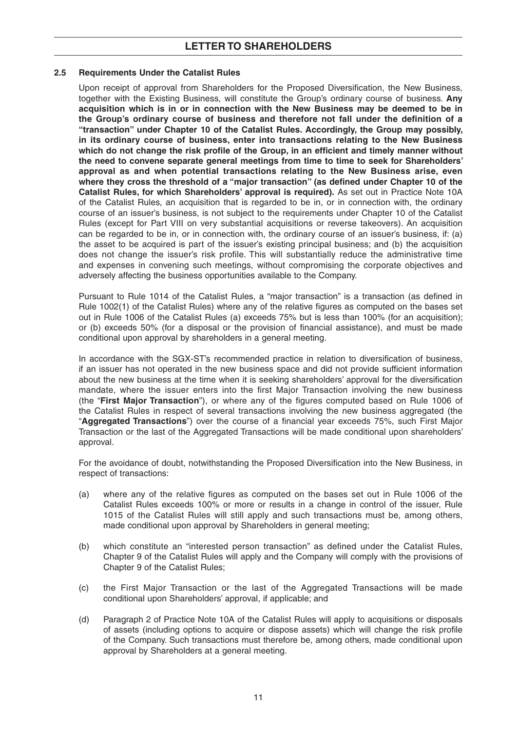## 2.5 Requirements Under the Catalist Rules

Upon receipt of approval from Shareholders for the Proposed Diversification, the New Business, together with the Existing Business, will constitute the Group's ordinary course of business. **Any acquisition which is in or in connection with the New Business may be deemed to be in the Group's ordinary course of business and therefore not fall under the definition of a "transaction" under Chapter 10 of the Catalist Rules. Accordingly, the Group may possibly, in its ordinary course of business, enter into transactions relating to the New Business which do not change the risk profile of the Group, in an efficient and timely manner without the need to convene separate general meetings from time to time to seek for Shareholders' approval as and when potential transactions relating to the New Business arise, even where they cross the threshold of a "major transaction" (as defined under Chapter 10 of the Catalist Rules, for which Shareholders' approval is required).** As set out in Practice Note 10A of the Catalist Rules, an acquisition that is regarded to be in, or in connection with, the ordinary course of an issuer's business, is not subject to the requirements under Chapter 10 of the Catalist Rules (except for Part VIII on very substantial acquisitions or reverse takeovers). An acquisition can be regarded to be in, or in connection with, the ordinary course of an issuer's business, if: (a) the asset to be acquired is part of the issuer's existing principal business; and (b) the acquisition does not change the issuer's risk profile. This will substantially reduce the administrative time and expenses in convening such meetings, without compromising the corporate objectives and adversely affecting the business opportunities available to the Company.

Pursuant to Rule 1014 of the Catalist Rules, a "major transaction" is a transaction (as defined in Rule 1002(1) of the Catalist Rules) where any of the relative figures as computed on the bases set out in Rule 1006 of the Catalist Rules (a) exceeds 75% but is less than 100% (for an acquisition); or (b) exceeds 50% (for a disposal or the provision of financial assistance), and must be made conditional upon approval by shareholders in a general meeting.

In accordance with the SGX-ST's recommended practice in relation to diversification of business, if an issuer has not operated in the new business space and did not provide sufficient information about the new business at the time when it is seeking shareholders' approval for the diversification mandate, where the issuer enters into the first Major Transaction involving the new business (the "**First Major Transaction**"), or where any of the figures computed based on Rule 1006 of the Catalist Rules in respect of several transactions involving the new business aggregated (the "**Aggregated Transactions**") over the course of a financial year exceeds 75%, such First Major Transaction or the last of the Aggregated Transactions will be made conditional upon shareholders' approval.

For the avoidance of doubt, notwithstanding the Proposed Diversification into the New Business, in respect of transactions:

(a) where any of the relative figures as computed on the bases set out in Rule 1006 of the Catalist Rules exceeds 100% or more or results in a change in control of the issuer, Rule 1015 of the Catalist Rules will still apply and such transactions must be, among others, made conditional upon approval by Shareholders in general meeting;

(b) which constitute an "interested person transaction" as defined under the Catalist Rules, Chapter 9 of the Catalist Rules will apply and the Company will comply with the provisions of Chapter 9 of the Catalist Rules;

(c) the First Major Transaction or the last of the Aggregated Transactions will be made conditional upon Shareholders' approval, if applicable; and

(d) Paragraph 2 of Practice Note 10A of the Catalist Rules will apply to acquisitions or disposals of assets (including options to acquire or dispose assets) which will change the risk profile of the Company. Such transactions must therefore be, among others, made conditional upon approval by Shareholders at a general meeting.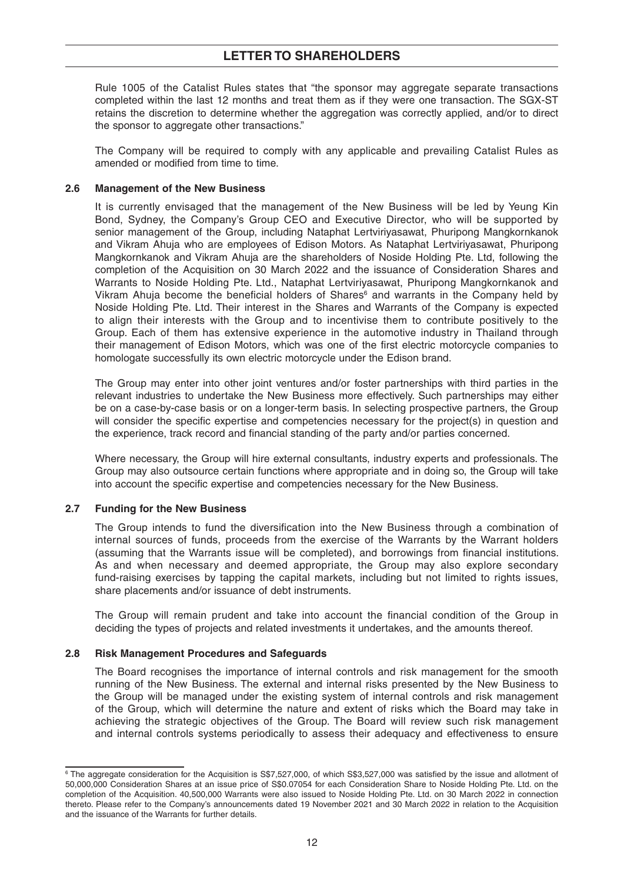Rule 1005 of the Catalist Rules states that "the sponsor may aggregate separate transactions completed within the last 12 months and treat them as if they were one transaction. The SGX-ST retains the discretion to determine whether the aggregation was correctly applied, and/or to direct the sponsor to aggregate other transactions."

The Company will be required to comply with any applicable and prevailing Catalist Rules as amended or modified from time to time.

### 2.6 Management of the New Business

It is currently envisaged that the management of the New Business will be led by Yeung Kin Bond, Sydney, the Company's Group CEO and Executive Director, who will be supported by senior management of the Group, including Nataphat Lertviriyasawat, Phuripong Mangkornkanok and Vikram Ahuja who are employees of Edison Motors. As Nataphat Lertviriyasawat, Phuripong Mangkornkanok and Vikram Ahuja are the shareholders of Noside Holding Pte. Ltd, following the completion of the Acquisition on 30 March 2022 and the issuance of Consideration Shares and Warrants to Noside Holding Pte. Ltd., Nataphat Lertviriyasawat, Phuripong Mangkornkanok and Vikram Ahuja become the beneficial holders of Shares[6] and warrants in the Company held by Noside Holding Pte. Ltd. Their interest in the Shares and Warrants of the Company is expected to align their interests with the Group and to incentivise them to contribute positively to the Group. Each of them has extensive experience in the automotive industry in Thailand through their management of Edison Motors, which was one of the first electric motorcycle companies to homologate successfully its own electric motorcycle under the Edison brand.

The Group may enter into other joint ventures and/or foster partnerships with third parties in the relevant industries to undertake the New Business more effectively. Such partnerships may either be on a case-by-case basis or on a longer-term basis. In selecting prospective partners, the Group will consider the specific expertise and competencies necessary for the project(s) in question and the experience, track record and financial standing of the party and/or parties concerned.

Where necessary, the Group will hire external consultants, industry experts and professionals. The Group may also outsource certain functions where appropriate and in doing so, the Group will take into account the specific expertise and competencies necessary for the New Business.

### 2.7 Funding for the New Business

The Group intends to fund the diversification into the New Business through a combination of internal sources of funds, proceeds from the exercise of the Warrants by the Warrant holders (assuming that the Warrants issue will be completed), and borrowings from financial institutions. As and when necessary and deemed appropriate, the Group may also explore secondary fund-raising exercises by tapping the capital markets, including but not limited to rights issues, share placements and/or issuance of debt instruments.

The Group will remain prudent and take into account the financial condition of the Group in deciding the types of projects and related investments it undertakes, and the amounts thereof.

### 2.8 Risk Management Procedures and Safeguards

The Board recognises the importance of internal controls and risk management for the smooth running of the New Business. The external and internal risks presented by the New Business to the Group will be managed under the existing system of internal controls and risk management of the Group, which will determine the nature and extent of risks which the Board may take in achieving the strategic objectives of the Group. The Board will review such risk management and internal controls systems periodically to assess their adequacy and effectiveness to ensure

---

[6] The aggregate consideration for the Acquisition is S$7,527,000, of which S$3,527,000 was satisfied by the issue and allotment of 50,000,000 Consideration Shares at an issue price of S$0.07054 for each Consideration Share to Noside Holding Pte. Ltd. on the completion of the Acquisition. 40,500,000 Warrants were also issued to Noside Holding Pte. Ltd. on 30 March 2022 in connection thereto. Please refer to the Company's announcements dated 19 November 2021 and 30 March 2022 in relation to the Acquisition and the issuance of the Warrants for further details.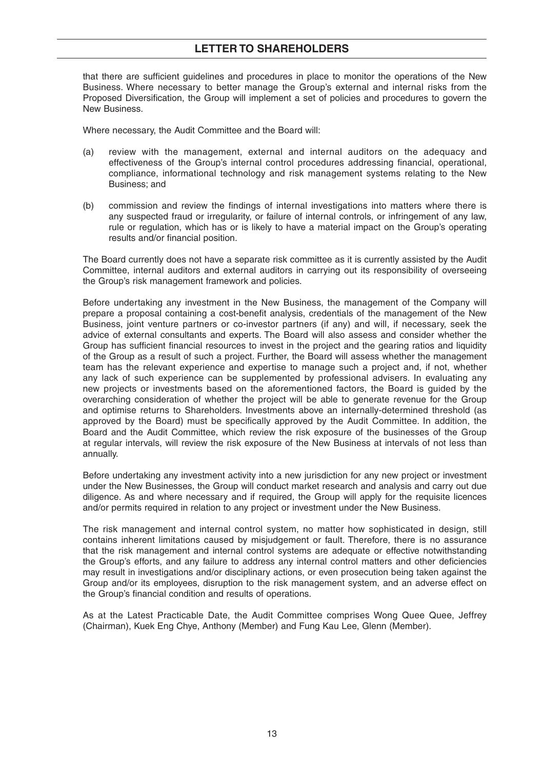that there are sufficient guidelines and procedures in place to monitor the operations of the New Business. Where necessary to better manage the Group's external and internal risks from the Proposed Diversification, the Group will implement a set of policies and procedures to govern the New Business.

Where necessary, the Audit Committee and the Board will:

(a) review with the management, external and internal auditors on the adequacy and effectiveness of the Group's internal control procedures addressing financial, operational, compliance, informational technology and risk management systems relating to the New Business; and

(b) commission and review the findings of internal investigations into matters where there is any suspected fraud or irregularity, or failure of internal controls, or infringement of any law, rule or regulation, which has or is likely to have a material impact on the Group's operating results and/or financial position.

The Board currently does not have a separate risk committee as it is currently assisted by the Audit Committee, internal auditors and external auditors in carrying out its responsibility of overseeing the Group's risk management framework and policies.

Before undertaking any investment in the New Business, the management of the Company will prepare a proposal containing a cost-benefit analysis, credentials of the management of the New Business, joint venture partners or co-investor partners (if any) and will, if necessary, seek the advice of external consultants and experts. The Board will also assess and consider whether the Group has sufficient financial resources to invest in the project and the gearing ratios and liquidity of the Group as a result of such a project. Further, the Board will assess whether the management team has the relevant experience and expertise to manage such a project and, if not, whether any lack of such experience can be supplemented by professional advisers. In evaluating any new projects or investments based on the aforementioned factors, the Board is guided by the overarching consideration of whether the project will be able to generate revenue for the Group and optimise returns to Shareholders. Investments above an internally-determined threshold (as approved by the Board) must be specifically approved by the Audit Committee. In addition, the Board and the Audit Committee, which review the risk exposure of the businesses of the Group at regular intervals, will review the risk exposure of the New Business at intervals of not less than annually.

Before undertaking any investment activity into a new jurisdiction for any new project or investment under the New Businesses, the Group will conduct market research and analysis and carry out due diligence. As and where necessary and if required, the Group will apply for the requisite licences and/or permits required in relation to any project or investment under the New Business.

The risk management and internal control system, no matter how sophisticated in design, still contains inherent limitations caused by misjudgement or fault. Therefore, there is no assurance that the risk management and internal control systems are adequate or effective notwithstanding the Group's efforts, and any failure to address any internal control matters and other deficiencies may result in investigations and/or disciplinary actions, or even prosecution being taken against the Group and/or its employees, disruption to the risk management system, and an adverse effect on the Group's financial condition and results of operations.

As at the Latest Practicable Date, the Audit Committee comprises Wong Quee Quee, Jeffrey (Chairman), Kuek Eng Chye, Anthony (Member) and Fung Kau Lee, Glenn (Member).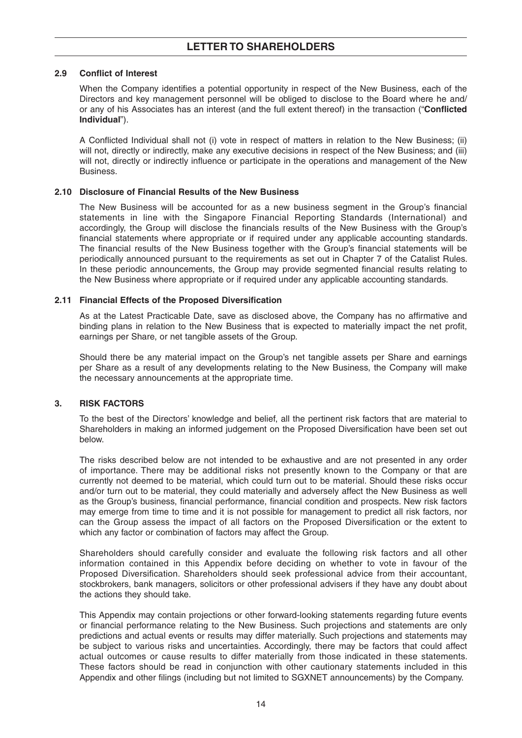### 2.9 Conflict of Interest

When the Company identifies a potential opportunity in respect of the New Business, each of the Directors and key management personnel will be obliged to disclose to the Board where he and/or any of his Associates has an interest (and the full extent thereof) in the transaction ("**Conflicted Individual**").

A Conflicted Individual shall not (i) vote in respect of matters in relation to the New Business; (ii) will not, directly or indirectly, make any executive decisions in respect of the New Business; and (iii) will not, directly or indirectly influence or participate in the operations and management of the New Business.

### 2.10 Disclosure of Financial Results of the New Business

The New Business will be accounted for as a new business segment in the Group's financial statements in line with the Singapore Financial Reporting Standards (International) and accordingly, the Group will disclose the financials results of the New Business with the Group's financial statements where appropriate or if required under any applicable accounting standards. The financial results of the New Business together with the Group's financial statements will be periodically announced pursuant to the requirements as set out in Chapter 7 of the Catalist Rules. In these periodic announcements, the Group may provide segmented financial results relating to the New Business where appropriate or if required under any applicable accounting standards.

### 2.11 Financial Effects of the Proposed Diversification

As at the Latest Practicable Date, save as disclosed above, the Company has no affirmative and binding plans in relation to the New Business that is expected to materially impact the net profit, earnings per Share, or net tangible assets of the Group.

Should there be any material impact on the Group's net tangible assets per Share and earnings per Share as a result of any developments relating to the New Business, the Company will make the necessary announcements at the appropriate time.

## 3. RISK FACTORS

To the best of the Directors' knowledge and belief, all the pertinent risk factors that are material to Shareholders in making an informed judgement on the Proposed Diversification have been set out below.

The risks described below are not intended to be exhaustive and are not presented in any order of importance. There may be additional risks not presently known to the Company or that are currently not deemed to be material, which could turn out to be material. Should these risks occur and/or turn out to be material, they could materially and adversely affect the New Business as well as the Group's business, financial performance, financial condition and prospects. New risk factors may emerge from time to time and it is not possible for management to predict all risk factors, nor can the Group assess the impact of all factors on the Proposed Diversification or the extent to which any factor or combination of factors may affect the Group.

Shareholders should carefully consider and evaluate the following risk factors and all other information contained in this Appendix before deciding on whether to vote in favour of the Proposed Diversification. Shareholders should seek professional advice from their accountant, stockbrokers, bank managers, solicitors or other professional advisers if they have any doubt about the actions they should take.

This Appendix may contain projections or other forward-looking statements regarding future events or financial performance relating to the New Business. Such projections and statements are only predictions and actual events or results may differ materially. Such projections and statements may be subject to various risks and uncertainties. Accordingly, there may be factors that could affect actual outcomes or cause results to differ materially from those indicated in these statements. These factors should be read in conjunction with other cautionary statements included in this Appendix and other filings (including but not limited to SGXNET announcements) by the Company.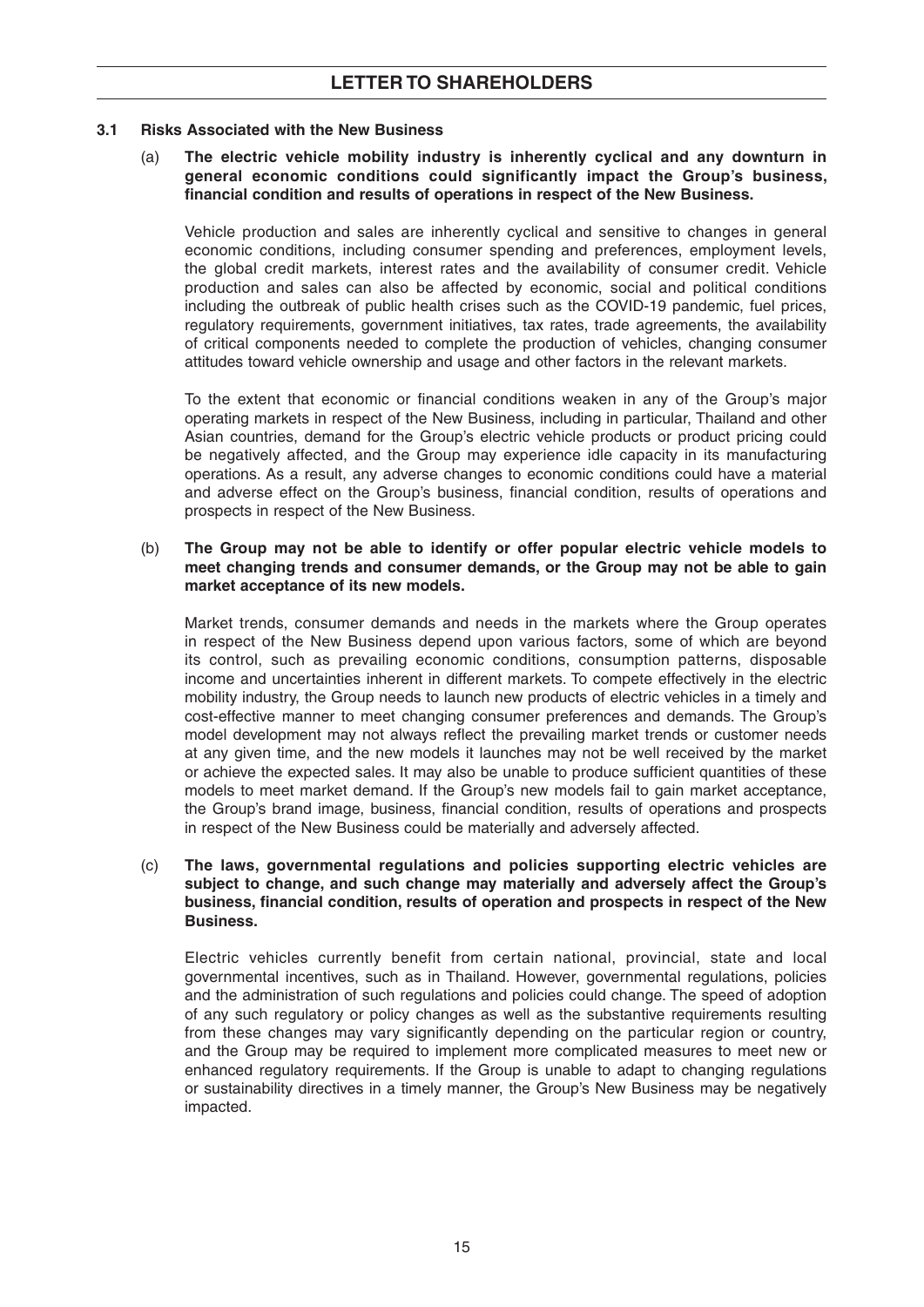### 3.1 Risks Associated with the New Business

(a) **The electric vehicle mobility industry is inherently cyclical and any downturn in general economic conditions could significantly impact the Group's business, financial condition and results of operations in respect of the New Business.**

Vehicle production and sales are inherently cyclical and sensitive to changes in general economic conditions, including consumer spending and preferences, employment levels, the global credit markets, interest rates and the availability of consumer credit. Vehicle production and sales can also be affected by economic, social and political conditions including the outbreak of public health crises such as the COVID-19 pandemic, fuel prices, regulatory requirements, government initiatives, tax rates, trade agreements, the availability of critical components needed to complete the production of vehicles, changing consumer attitudes toward vehicle ownership and usage and other factors in the relevant markets.

To the extent that economic or financial conditions weaken in any of the Group's major operating markets in respect of the New Business, including in particular, Thailand and other Asian countries, demand for the Group's electric vehicle products or product pricing could be negatively affected, and the Group may experience idle capacity in its manufacturing operations. As a result, any adverse changes to economic conditions could have a material and adverse effect on the Group's business, financial condition, results of operations and prospects in respect of the New Business.

(b) **The Group may not be able to identify or offer popular electric vehicle models to meet changing trends and consumer demands, or the Group may not be able to gain market acceptance of its new models.**

Market trends, consumer demands and needs in the markets where the Group operates in respect of the New Business depend upon various factors, some of which are beyond its control, such as prevailing economic conditions, consumption patterns, disposable income and uncertainties inherent in different markets. To compete effectively in the electric mobility industry, the Group needs to launch new products of electric vehicles in a timely and cost-effective manner to meet changing consumer preferences and demands. The Group's model development may not always reflect the prevailing market trends or customer needs at any given time, and the new models it launches may not be well received by the market or achieve the expected sales. It may also be unable to produce sufficient quantities of these models to meet market demand. If the Group's new models fail to gain market acceptance, the Group's brand image, business, financial condition, results of operations and prospects in respect of the New Business could be materially and adversely affected.

(c) **The laws, governmental regulations and policies supporting electric vehicles are subject to change, and such change may materially and adversely affect the Group's business, financial condition, results of operation and prospects in respect of the New Business.**

Electric vehicles currently benefit from certain national, provincial, state and local governmental incentives, such as in Thailand. However, governmental regulations, policies and the administration of such regulations and policies could change. The speed of adoption of any such regulatory or policy changes as well as the substantive requirements resulting from these changes may vary significantly depending on the particular region or country, and the Group may be required to implement more complicated measures to meet new or enhanced regulatory requirements. If the Group is unable to adapt to changing regulations or sustainability directives in a timely manner, the Group's New Business may be negatively impacted.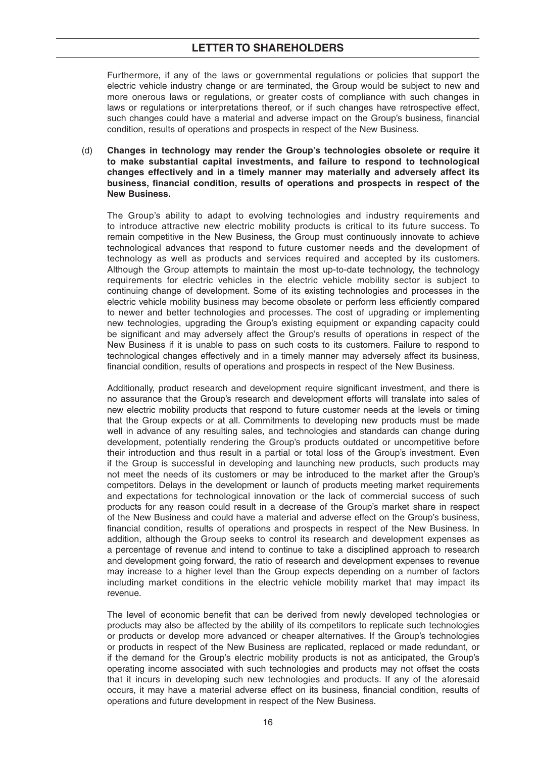Furthermore, if any of the laws or governmental regulations or policies that support the electric vehicle industry change or are terminated, the Group would be subject to new and more onerous laws or regulations, or greater costs of compliance with such changes in laws or regulations or interpretations thereof, or if such changes have retrospective effect, such changes could have a material and adverse impact on the Group's business, financial condition, results of operations and prospects in respect of the New Business.

(d) **Changes in technology may render the Group's technologies obsolete or require it to make substantial capital investments, and failure to respond to technological changes effectively and in a timely manner may materially and adversely affect its business, financial condition, results of operations and prospects in respect of the New Business.**

The Group's ability to adapt to evolving technologies and industry requirements and to introduce attractive new electric mobility products is critical to its future success. To remain competitive in the New Business, the Group must continuously innovate to achieve technological advances that respond to future customer needs and the development of technology as well as products and services required and accepted by its customers. Although the Group attempts to maintain the most up-to-date technology, the technology requirements for electric vehicles in the electric vehicle mobility sector is subject to continuing change of development. Some of its existing technologies and processes in the electric vehicle mobility business may become obsolete or perform less efficiently compared to newer and better technologies and processes. The cost of upgrading or implementing new technologies, upgrading the Group's existing equipment or expanding capacity could be significant and may adversely affect the Group's results of operations in respect of the New Business if it is unable to pass on such costs to its customers. Failure to respond to technological changes effectively and in a timely manner may adversely affect its business, financial condition, results of operations and prospects in respect of the New Business.

Additionally, product research and development require significant investment, and there is no assurance that the Group's research and development efforts will translate into sales of new electric mobility products that respond to future customer needs at the levels or timing that the Group expects or at all. Commitments to developing new products must be made well in advance of any resulting sales, and technologies and standards can change during development, potentially rendering the Group's products outdated or uncompetitive before their introduction and thus result in a partial or total loss of the Group's investment. Even if the Group is successful in developing and launching new products, such products may not meet the needs of its customers or may be introduced to the market after the Group's competitors. Delays in the development or launch of products meeting market requirements and expectations for technological innovation or the lack of commercial success of such products for any reason could result in a decrease of the Group's market share in respect of the New Business and could have a material and adverse effect on the Group's business, financial condition, results of operations and prospects in respect of the New Business. In addition, although the Group seeks to control its research and development expenses as a percentage of revenue and intend to continue to take a disciplined approach to research and development going forward, the ratio of research and development expenses to revenue may increase to a higher level than the Group expects depending on a number of factors including market conditions in the electric vehicle mobility market that may impact its revenue.

The level of economic benefit that can be derived from newly developed technologies or products may also be affected by the ability of its competitors to replicate such technologies or products or develop more advanced or cheaper alternatives. If the Group's technologies or products in respect of the New Business are replicated, replaced or made redundant, or if the demand for the Group's electric mobility products is not as anticipated, the Group's operating income associated with such technologies and products may not offset the costs that it incurs in developing such new technologies and products. If any of the aforesaid occurs, it may have a material adverse effect on its business, financial condition, results of operations and future development in respect of the New Business.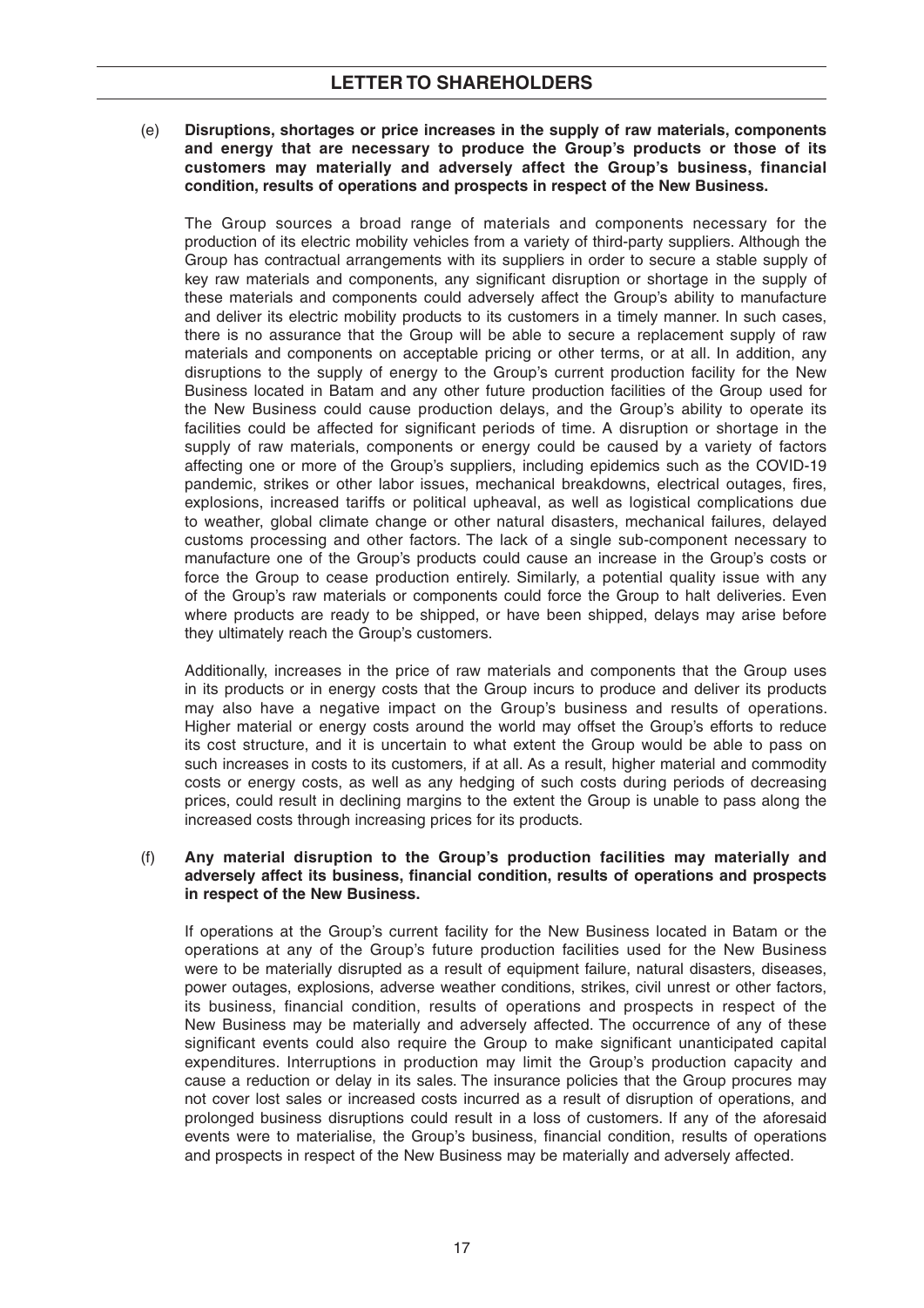(e) **Disruptions, shortages or price increases in the supply of raw materials, components and energy that are necessary to produce the Group's products or those of its customers may materially and adversely affect the Group's business, financial condition, results of operations and prospects in respect of the New Business.**

The Group sources a broad range of materials and components necessary for the production of its electric mobility vehicles from a variety of third-party suppliers. Although the Group has contractual arrangements with its suppliers in order to secure a stable supply of key raw materials and components, any significant disruption or shortage in the supply of these materials and components could adversely affect the Group's ability to manufacture and deliver its electric mobility products to its customers in a timely manner. In such cases, there is no assurance that the Group will be able to secure a replacement supply of raw materials and components on acceptable pricing or other terms, or at all. In addition, any disruptions to the supply of energy to the Group's current production facility for the New Business located in Batam and any other future production facilities of the Group used for the New Business could cause production delays, and the Group's ability to operate its facilities could be affected for significant periods of time. A disruption or shortage in the supply of raw materials, components or energy could be caused by a variety of factors affecting one or more of the Group's suppliers, including epidemics such as the COVID-19 pandemic, strikes or other labor issues, mechanical breakdowns, electrical outages, fires, explosions, increased tariffs or political upheaval, as well as logistical complications due to weather, global climate change or other natural disasters, mechanical failures, delayed customs processing and other factors. The lack of a single sub-component necessary to manufacture one of the Group's products could cause an increase in the Group's costs or force the Group to cease production entirely. Similarly, a potential quality issue with any of the Group's raw materials or components could force the Group to halt deliveries. Even where products are ready to be shipped, or have been shipped, delays may arise before they ultimately reach the Group's customers.

Additionally, increases in the price of raw materials and components that the Group uses in its products or in energy costs that the Group incurs to produce and deliver its products may also have a negative impact on the Group's business and results of operations. Higher material or energy costs around the world may offset the Group's efforts to reduce its cost structure, and it is uncertain to what extent the Group would be able to pass on such increases in costs to its customers, if at all. As a result, higher material and commodity costs or energy costs, as well as any hedging of such costs during periods of decreasing prices, could result in declining margins to the extent the Group is unable to pass along the increased costs through increasing prices for its products.

(f) **Any material disruption to the Group's production facilities may materially and adversely affect its business, financial condition, results of operations and prospects in respect of the New Business.**

If operations at the Group's current facility for the New Business located in Batam or the operations at any of the Group's future production facilities used for the New Business were to be materially disrupted as a result of equipment failure, natural disasters, diseases, power outages, explosions, adverse weather conditions, strikes, civil unrest or other factors, its business, financial condition, results of operations and prospects in respect of the New Business may be materially and adversely affected. The occurrence of any of these significant events could also require the Group to make significant unanticipated capital expenditures. Interruptions in production may limit the Group's production capacity and cause a reduction or delay in its sales. The insurance policies that the Group procures may not cover lost sales or increased costs incurred as a result of disruption of operations, and prolonged business disruptions could result in a loss of customers. If any of the aforesaid events were to materialise, the Group's business, financial condition, results of operations and prospects in respect of the New Business may be materially and adversely affected.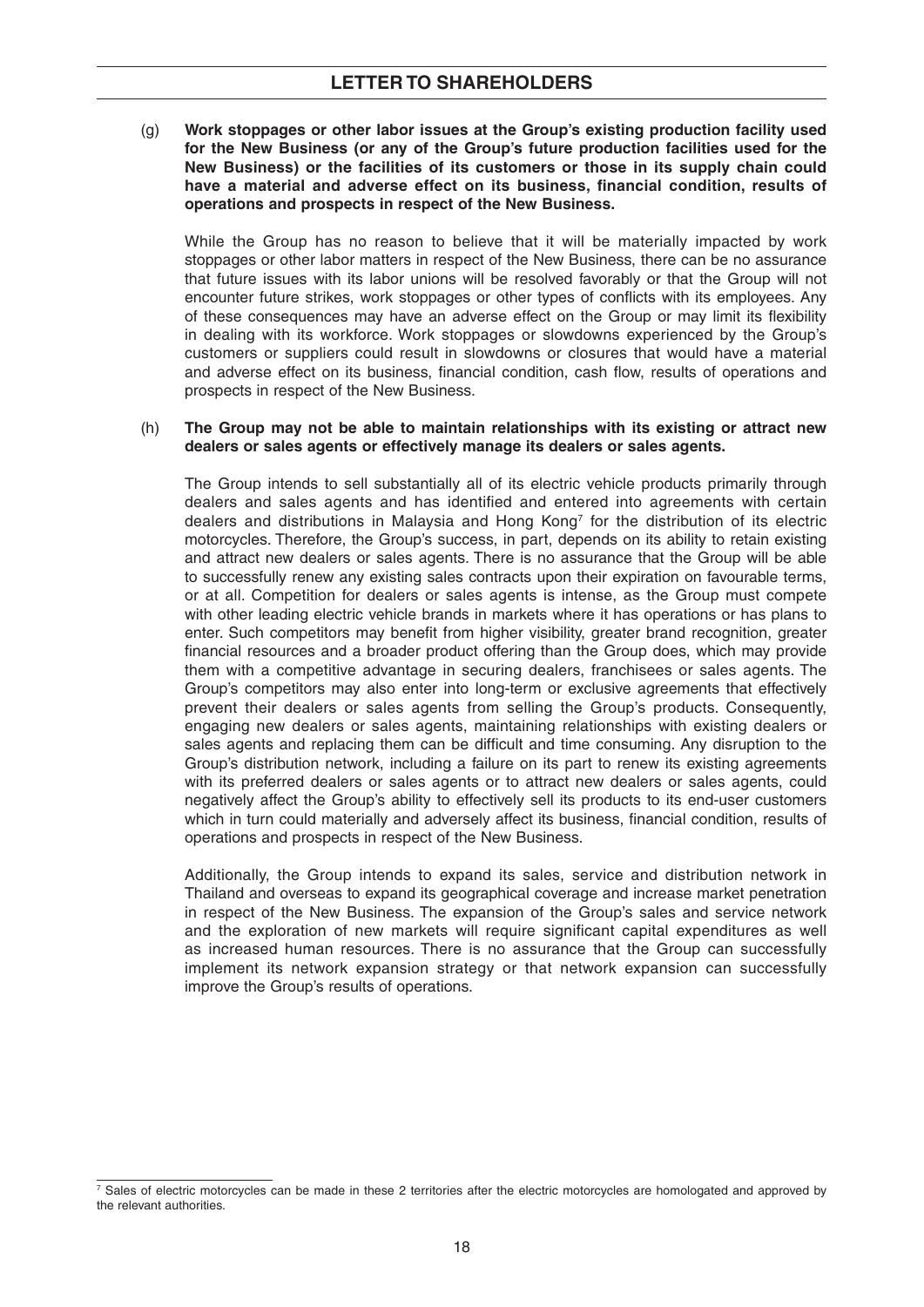(g) **Work stoppages or other labor issues at the Group's existing production facility used for the New Business (or any of the Group's future production facilities used for the New Business) or the facilities of its customers or those in its supply chain could have a material and adverse effect on its business, financial condition, results of operations and prospects in respect of the New Business.**

While the Group has no reason to believe that it will be materially impacted by work stoppages or other labor matters in respect of the New Business, there can be no assurance that future issues with its labor unions will be resolved favorably or that the Group will not encounter future strikes, work stoppages or other types of conflicts with its employees. Any of these consequences may have an adverse effect on the Group or may limit its flexibility in dealing with its workforce. Work stoppages or slowdowns experienced by the Group's customers or suppliers could result in slowdowns or closures that would have a material and adverse effect on its business, financial condition, cash flow, results of operations and prospects in respect of the New Business.

(h) **The Group may not be able to maintain relationships with its existing or attract new dealers or sales agents or effectively manage its dealers or sales agents.**

The Group intends to sell substantially all of its electric vehicle products primarily through dealers and sales agents and has identified and entered into agreements with certain dealers and distributions in Malaysia and Hong Kong[7] for the distribution of its electric motorcycles. Therefore, the Group's success, in part, depends on its ability to retain existing and attract new dealers or sales agents. There is no assurance that the Group will be able to successfully renew any existing sales contracts upon their expiration on favourable terms, or at all. Competition for dealers or sales agents is intense, as the Group must compete with other leading electric vehicle brands in markets where it has operations or has plans to enter. Such competitors may benefit from higher visibility, greater brand recognition, greater financial resources and a broader product offering than the Group does, which may provide them with a competitive advantage in securing dealers, franchisees or sales agents. The Group's competitors may also enter into long-term or exclusive agreements that effectively prevent their dealers or sales agents from selling the Group's products. Consequently, engaging new dealers or sales agents, maintaining relationships with existing dealers or sales agents and replacing them can be difficult and time consuming. Any disruption to the Group's distribution network, including a failure on its part to renew its existing agreements with its preferred dealers or sales agents or to attract new dealers or sales agents, could negatively affect the Group's ability to effectively sell its products to its end-user customers which in turn could materially and adversely affect its business, financial condition, results of operations and prospects in respect of the New Business.

Additionally, the Group intends to expand its sales, service and distribution network in Thailand and overseas to expand its geographical coverage and increase market penetration in respect of the New Business. The expansion of the Group's sales and service network and the exploration of new markets will require significant capital expenditures as well as increased human resources. There is no assurance that the Group can successfully implement its network expansion strategy or that network expansion can successfully improve the Group's results of operations.

---

[7] Sales of electric motorcycles can be made in these 2 territories after the electric motorcycles are homologated and approved by the relevant authorities.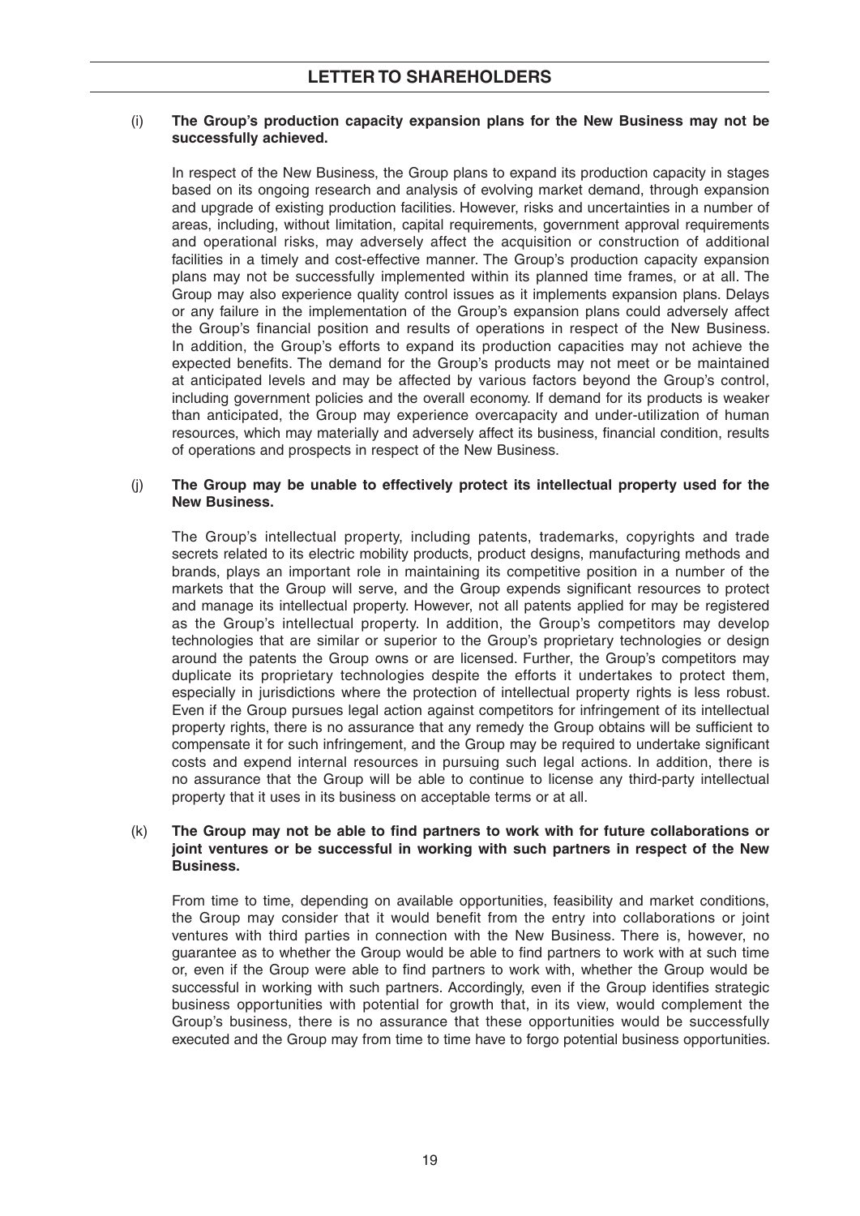(i) **The Group's production capacity expansion plans for the New Business may not be successfully achieved.**

In respect of the New Business, the Group plans to expand its production capacity in stages based on its ongoing research and analysis of evolving market demand, through expansion and upgrade of existing production facilities. However, risks and uncertainties in a number of areas, including, without limitation, capital requirements, government approval requirements and operational risks, may adversely affect the acquisition or construction of additional facilities in a timely and cost-effective manner. The Group's production capacity expansion plans may not be successfully implemented within its planned time frames, or at all. The Group may also experience quality control issues as it implements expansion plans. Delays or any failure in the implementation of the Group's expansion plans could adversely affect the Group's financial position and results of operations in respect of the New Business. In addition, the Group's efforts to expand its production capacities may not achieve the expected benefits. The demand for the Group's products may not meet or be maintained at anticipated levels and may be affected by various factors beyond the Group's control, including government policies and the overall economy. If demand for its products is weaker than anticipated, the Group may experience overcapacity and under-utilization of human resources, which may materially and adversely affect its business, financial condition, results of operations and prospects in respect of the New Business.

(j) **The Group may be unable to effectively protect its intellectual property used for the New Business.**

The Group's intellectual property, including patents, trademarks, copyrights and trade secrets related to its electric mobility products, product designs, manufacturing methods and brands, plays an important role in maintaining its competitive position in a number of the markets that the Group will serve, and the Group expends significant resources to protect and manage its intellectual property. However, not all patents applied for may be registered as the Group's intellectual property. In addition, the Group's competitors may develop technologies that are similar or superior to the Group's proprietary technologies or design around the patents the Group owns or are licensed. Further, the Group's competitors may duplicate its proprietary technologies despite the efforts it undertakes to protect them, especially in jurisdictions where the protection of intellectual property rights is less robust. Even if the Group pursues legal action against competitors for infringement of its intellectual property rights, there is no assurance that any remedy the Group obtains will be sufficient to compensate it for such infringement, and the Group may be required to undertake significant costs and expend internal resources in pursuing such legal actions. In addition, there is no assurance that the Group will be able to continue to license any third-party intellectual property that it uses in its business on acceptable terms or at all.

(k) **The Group may not be able to find partners to work with for future collaborations or joint ventures or be successful in working with such partners in respect of the New Business.**

From time to time, depending on available opportunities, feasibility and market conditions, the Group may consider that it would benefit from the entry into collaborations or joint ventures with third parties in connection with the New Business. There is, however, no guarantee as to whether the Group would be able to find partners to work with at such time or, even if the Group were able to find partners to work with, whether the Group would be successful in working with such partners. Accordingly, even if the Group identifies strategic business opportunities with potential for growth that, in its view, would complement the Group's business, there is no assurance that these opportunities would be successfully executed and the Group may from time to time have to forgo potential business opportunities.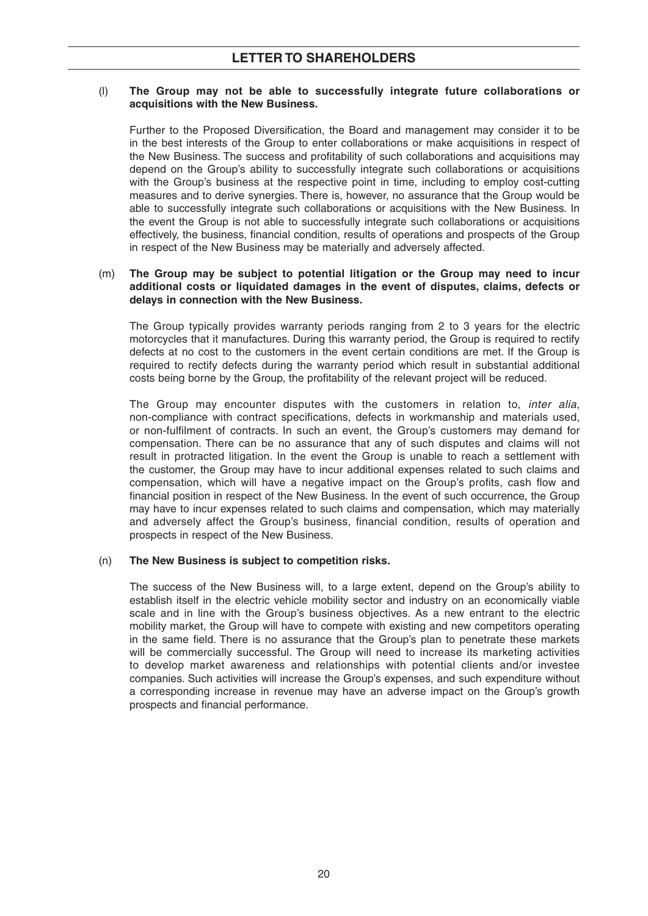**(l) The Group may not be able to successfully integrate future collaborations or acquisitions with the New Business.**

Further to the Proposed Diversification, the Board and management may consider it to be in the best interests of the Group to enter collaborations or make acquisitions in respect of the New Business. The success and profitability of such collaborations and acquisitions may depend on the Group's ability to successfully integrate such collaborations or acquisitions with the Group's business at the respective point in time, including to employ cost-cutting measures and to derive synergies. There is, however, no assurance that the Group would be able to successfully integrate such collaborations or acquisitions with the New Business. In the event the Group is not able to successfully integrate such collaborations or acquisitions effectively, the business, financial condition, results of operations and prospects of the Group in respect of the New Business may be materially and adversely affected.

**(m) The Group may be subject to potential litigation or the Group may need to incur additional costs or liquidated damages in the event of disputes, claims, defects or delays in connection with the New Business.**

The Group typically provides warranty periods ranging from 2 to 3 years for the electric motorcycles that it manufactures. During this warranty period, the Group is required to rectify defects at no cost to the customers in the event certain conditions are met. If the Group is required to rectify defects during the warranty period which result in substantial additional costs being borne by the Group, the profitability of the relevant project will be reduced.

The Group may encounter disputes with the customers in relation to, *inter alia*, non-compliance with contract specifications, defects in workmanship and materials used, or non-fulfilment of contracts. In such an event, the Group's customers may demand for compensation. There can be no assurance that any of such disputes and claims will not result in protracted litigation. In the event the Group is unable to reach a settlement with the customer, the Group may have to incur additional expenses related to such claims and compensation, which will have a negative impact on the Group's profits, cash flow and financial position in respect of the New Business. In the event of such occurrence, the Group may have to incur expenses related to such claims and compensation, which may materially and adversely affect the Group's business, financial condition, results of operation and prospects in respect of the New Business.

**(n) The New Business is subject to competition risks.**

The success of the New Business will, to a large extent, depend on the Group's ability to establish itself in the electric vehicle mobility sector and industry on an economically viable scale and in line with the Group's business objectives. As a new entrant to the electric mobility market, the Group will have to compete with existing and new competitors operating in the same field. There is no assurance that the Group's plan to penetrate these markets will be commercially successful. The Group will need to increase its marketing activities to develop market awareness and relationships with potential clients and/or investee companies. Such activities will increase the Group's expenses, and such expenditure without a corresponding increase in revenue may have an adverse impact on the Group's growth prospects and financial performance.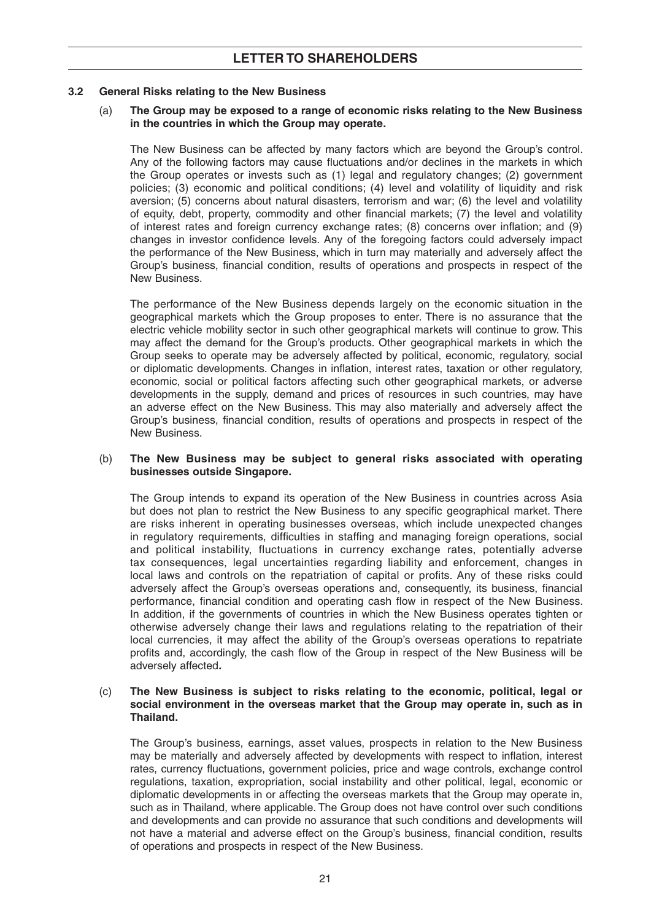## 3.2 General Risks relating to the New Business

### (a) The Group may be exposed to a range of economic risks relating to the New Business in the countries in which the Group may operate.

The New Business can be affected by many factors which are beyond the Group's control. Any of the following factors may cause fluctuations and/or declines in the markets in which the Group operates or invests such as (1) legal and regulatory changes; (2) government policies; (3) economic and political conditions; (4) level and volatility of liquidity and risk aversion; (5) concerns about natural disasters, terrorism and war; (6) the level and volatility of equity, debt, property, commodity and other financial markets; (7) the level and volatility of interest rates and foreign currency exchange rates; (8) concerns over inflation; and (9) changes in investor confidence levels. Any of the foregoing factors could adversely impact the performance of the New Business, which in turn may materially and adversely affect the Group's business, financial condition, results of operations and prospects in respect of the New Business.

The performance of the New Business depends largely on the economic situation in the geographical markets which the Group proposes to enter. There is no assurance that the electric vehicle mobility sector in such other geographical markets will continue to grow. This may affect the demand for the Group's products. Other geographical markets in which the Group seeks to operate may be adversely affected by political, economic, regulatory, social or diplomatic developments. Changes in inflation, interest rates, taxation or other regulatory, economic, social or political factors affecting such other geographical markets, or adverse developments in the supply, demand and prices of resources in such countries, may have an adverse effect on the New Business. This may also materially and adversely affect the Group's business, financial condition, results of operations and prospects in respect of the New Business.

### (b) The New Business may be subject to general risks associated with operating businesses outside Singapore.

The Group intends to expand its operation of the New Business in countries across Asia but does not plan to restrict the New Business to any specific geographical market. There are risks inherent in operating businesses overseas, which include unexpected changes in regulatory requirements, difficulties in staffing and managing foreign operations, social and political instability, fluctuations in currency exchange rates, potentially adverse tax consequences, legal uncertainties regarding liability and enforcement, changes in local laws and controls on the repatriation of capital or profits. Any of these risks could adversely affect the Group's overseas operations and, consequently, its business, financial performance, financial condition and operating cash flow in respect of the New Business. In addition, if the governments of countries in which the New Business operates tighten or otherwise adversely change their laws and regulations relating to the repatriation of their local currencies, it may affect the ability of the Group's overseas operations to repatriate profits and, accordingly, the cash flow of the Group in respect of the New Business will be adversely affected.

### (c) The New Business is subject to risks relating to the economic, political, legal or social environment in the overseas market that the Group may operate in, such as in Thailand.

The Group's business, earnings, asset values, prospects in relation to the New Business may be materially and adversely affected by developments with respect to inflation, interest rates, currency fluctuations, government policies, price and wage controls, exchange control regulations, taxation, expropriation, social instability and other political, legal, economic or diplomatic developments in or affecting the overseas markets that the Group may operate in, such as in Thailand, where applicable. The Group does not have control over such conditions and developments and can provide no assurance that such conditions and developments will not have a material and adverse effect on the Group's business, financial condition, results of operations and prospects in respect of the New Business.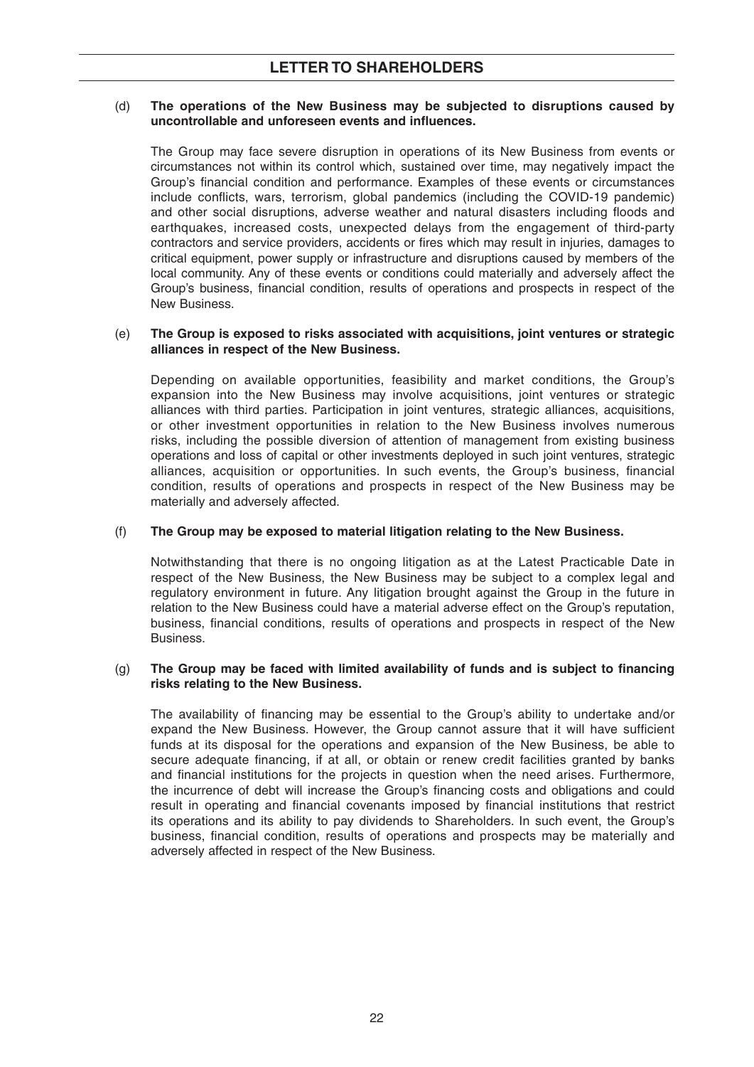**(d) The operations of the New Business may be subjected to disruptions caused by uncontrollable and unforeseen events and influences.**

The Group may face severe disruption in operations of its New Business from events or circumstances not within its control which, sustained over time, may negatively impact the Group's financial condition and performance. Examples of these events or circumstances include conflicts, wars, terrorism, global pandemics (including the COVID-19 pandemic) and other social disruptions, adverse weather and natural disasters including floods and earthquakes, increased costs, unexpected delays from the engagement of third-party contractors and service providers, accidents or fires which may result in injuries, damages to critical equipment, power supply or infrastructure and disruptions caused by members of the local community. Any of these events or conditions could materially and adversely affect the Group's business, financial condition, results of operations and prospects in respect of the New Business.

**(e) The Group is exposed to risks associated with acquisitions, joint ventures or strategic alliances in respect of the New Business.**

Depending on available opportunities, feasibility and market conditions, the Group's expansion into the New Business may involve acquisitions, joint ventures or strategic alliances with third parties. Participation in joint ventures, strategic alliances, acquisitions, or other investment opportunities in relation to the New Business involves numerous risks, including the possible diversion of attention of management from existing business operations and loss of capital or other investments deployed in such joint ventures, strategic alliances, acquisition or opportunities. In such events, the Group's business, financial condition, results of operations and prospects in respect of the New Business may be materially and adversely affected.

**(f) The Group may be exposed to material litigation relating to the New Business.**

Notwithstanding that there is no ongoing litigation as at the Latest Practicable Date in respect of the New Business, the New Business may be subject to a complex legal and regulatory environment in future. Any litigation brought against the Group in the future in relation to the New Business could have a material adverse effect on the Group's reputation, business, financial conditions, results of operations and prospects in respect of the New Business.

**(g) The Group may be faced with limited availability of funds and is subject to financing risks relating to the New Business.**

The availability of financing may be essential to the Group's ability to undertake and/or expand the New Business. However, the Group cannot assure that it will have sufficient funds at its disposal for the operations and expansion of the New Business, be able to secure adequate financing, if at all, or obtain or renew credit facilities granted by banks and financial institutions for the projects in question when the need arises. Furthermore, the incurrence of debt will increase the Group's financing costs and obligations and could result in operating and financial covenants imposed by financial institutions that restrict its operations and its ability to pay dividends to Shareholders. In such event, the Group's business, financial condition, results of operations and prospects may be materially and adversely affected in respect of the New Business.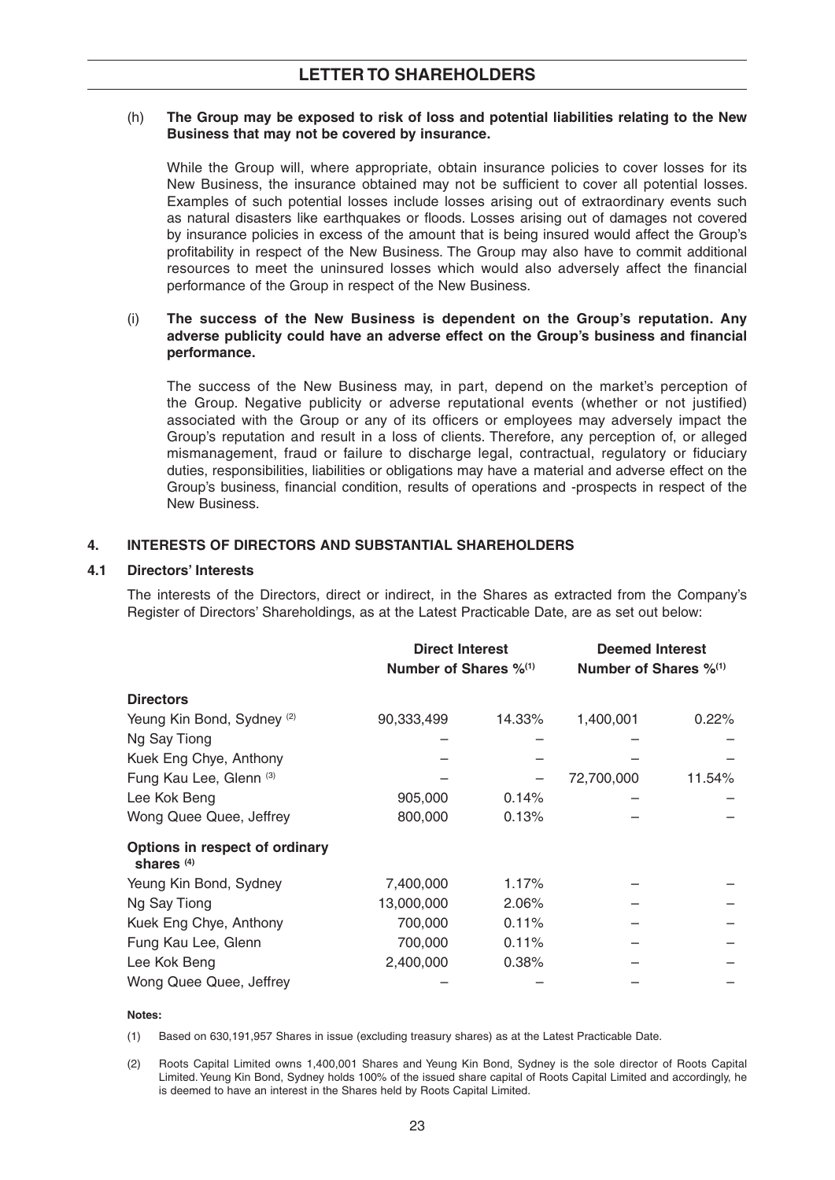(h) **The Group may be exposed to risk of loss and potential liabilities relating to the New Business that may not be covered by insurance.**

While the Group will, where appropriate, obtain insurance policies to cover losses for its New Business, the insurance obtained may not be sufficient to cover all potential losses. Examples of such potential losses include losses arising out of extraordinary events such as natural disasters like earthquakes or floods. Losses arising out of damages not covered by insurance policies in excess of the amount that is being insured would affect the Group's profitability in respect of the New Business. The Group may also have to commit additional resources to meet the uninsured losses which would also adversely affect the financial performance of the Group in respect of the New Business.

(i) **The success of the New Business is dependent on the Group's reputation. Any adverse publicity could have an adverse effect on the Group's business and financial performance.**

The success of the New Business may, in part, depend on the market's perception of the Group. Negative publicity or adverse reputational events (whether or not justified) associated with the Group or any of its officers or employees may adversely impact the Group's reputation and result in a loss of clients. Therefore, any perception of, or alleged mismanagement, fraud or failure to discharge legal, contractual, regulatory or fiduciary duties, responsibilities, liabilities or obligations may have a material and adverse effect on the Group's business, financial condition, results of operations and -prospects in respect of the New Business.

## 4. INTERESTS OF DIRECTORS AND SUBSTANTIAL SHAREHOLDERS

### 4.1 Directors' Interests

The interests of the Directors, direct or indirect, in the Shares as extracted from the Company's Register of Directors' Shareholdings, as at the Latest Practicable Date, are as set out below:

| | Direct Interest | | Deemed Interest | |
|---|---|---|---|---|
| | Number of Shares | %[(1)] | Number of Shares | %[(1)] |
| **Directors** | | | | |
| Yeung Kin Bond, Sydney [(2)] | 90,333,499 | 14.33% | 1,400,001 | 0.22% |
| Ng Say Tiong | – | – | – | – |
| Kuek Eng Chye, Anthony | – | – | – | – |
| Fung Kau Lee, Glenn [(3)] | – | – | 72,700,000 | 11.54% |
| Lee Kok Beng | 905,000 | 0.14% | – | – |
| Wong Quee Quee, Jeffrey | 800,000 | 0.13% | – | – |
| **Options in respect of ordinary shares [(4)]** | | | | |
| Yeung Kin Bond, Sydney | 7,400,000 | 1.17% | – | – |
| Ng Say Tiong | 13,000,000 | 2.06% | – | – |
| Kuek Eng Chye, Anthony | 700,000 | 0.11% | – | – |
| Fung Kau Lee, Glenn | 700,000 | 0.11% | – | – |
| Lee Kok Beng | 2,400,000 | 0.38% | – | – |
| Wong Quee Quee, Jeffrey | – | – | – | – |

**Notes:**

(1) Based on 630,191,957 Shares in issue (excluding treasury shares) as at the Latest Practicable Date.

(2) Roots Capital Limited owns 1,400,001 Shares and Yeung Kin Bond, Sydney is the sole director of Roots Capital Limited. Yeung Kin Bond, Sydney holds 100% of the issued share capital of Roots Capital Limited and accordingly, he is deemed to have an interest in the Shares held by Roots Capital Limited.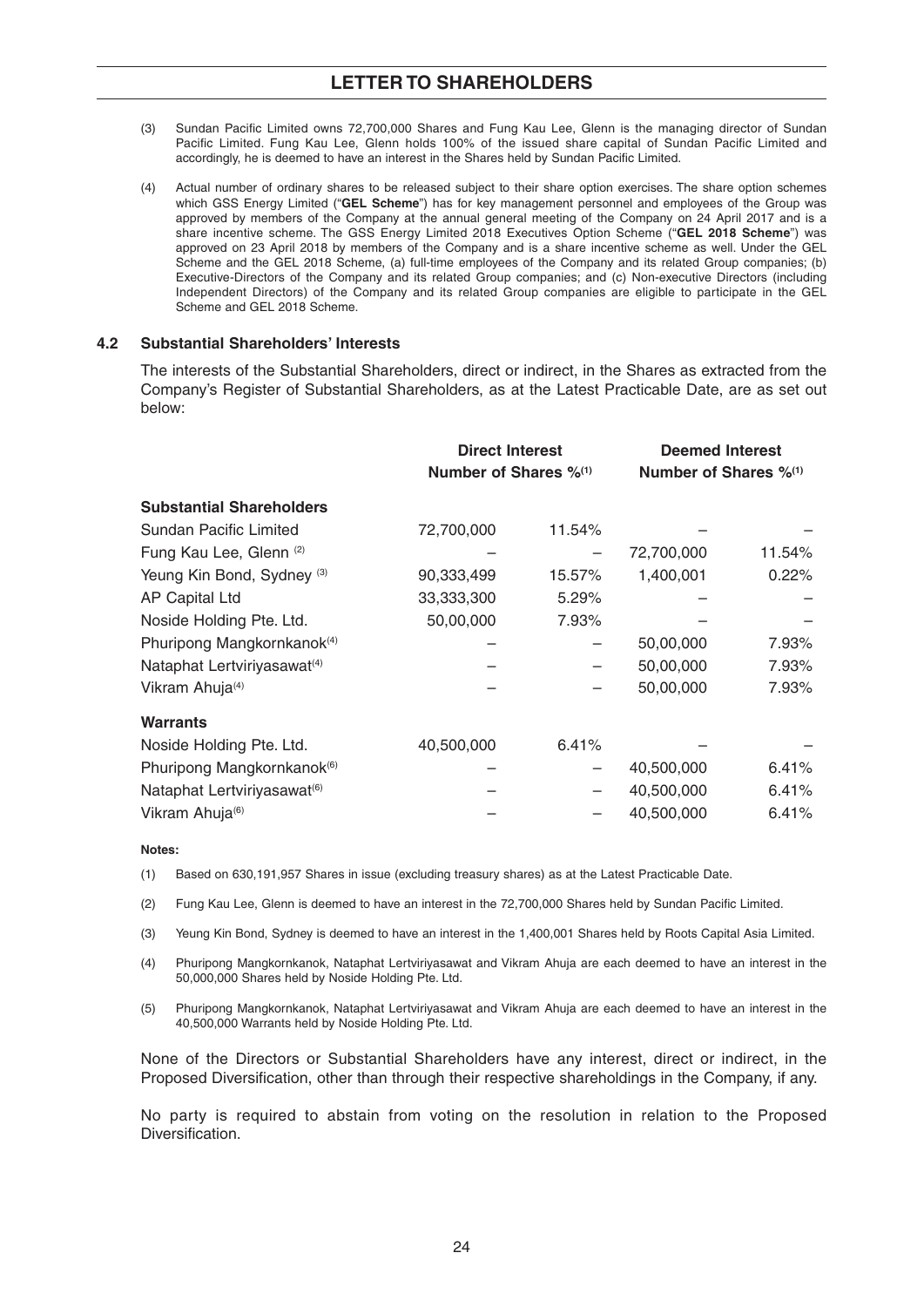(3) Sundan Pacific Limited owns 72,700,000 Shares and Fung Kau Lee, Glenn is the managing director of Sundan Pacific Limited. Fung Kau Lee, Glenn holds 100% of the issued share capital of Sundan Pacific Limited and accordingly, he is deemed to have an interest in the Shares held by Sundan Pacific Limited.

(4) Actual number of ordinary shares to be released subject to their share option exercises. The share option schemes which GSS Energy Limited ("**GEL Scheme**") has for key management personnel and employees of the Group was approved by members of the Company at the annual general meeting of the Company on 24 April 2017 and is a share incentive scheme. The GSS Energy Limited 2018 Executives Option Scheme ("**GEL 2018 Scheme**") was approved on 23 April 2018 by members of the Company and is a share incentive scheme as well. Under the GEL Scheme and the GEL 2018 Scheme, (a) full-time employees of the Company and its related Group companies; (b) Executive-Directors of the Company and its related Group companies; and (c) Non-executive Directors (including Independent Directors) of the Company and its related Group companies are eligible to participate in the GEL Scheme and GEL 2018 Scheme.

### 4.2 Substantial Shareholders' Interests

The interests of the Substantial Shareholders, direct or indirect, in the Shares as extracted from the Company's Register of Substantial Shareholders, as at the Latest Practicable Date, are as set out below:

| | Direct Interest | | Deemed Interest | |
|---|---|---|---|---|
| | Number of Shares | %[1] | Number of Shares | %[1] |
| **Substantial Shareholders** | | | | |
| Sundan Pacific Limited | 72,700,000 | 11.54% | – | – |
| Fung Kau Lee, Glenn [2] | – | – | 72,700,000 | 11.54% |
| Yeung Kin Bond, Sydney [3] | 90,333,499 | 15.57% | 1,400,001 | 0.22% |
| AP Capital Ltd | 33,333,300 | 5.29% | – | – |
| Noside Holding Pte. Ltd. | 50,00,000 | 7.93% | – | – |
| Phuripong Mangkornkanok[4] | – | – | 50,00,000 | 7.93% |
| Nataphat Lertviriyasawat[4] | – | – | 50,00,000 | 7.93% |
| Vikram Ahuja[4] | – | – | 50,00,000 | 7.93% |
| **Warrants** | | | | |
| Noside Holding Pte. Ltd. | 40,500,000 | 6.41% | – | – |
| Phuripong Mangkornkanok[6] | – | – | 40,500,000 | 6.41% |
| Nataphat Lertviriyasawat[6] | – | – | 40,500,000 | 6.41% |
| Vikram Ahuja[6] | – | – | 40,500,000 | 6.41% |

**Notes:**

(1) Based on 630,191,957 Shares in issue (excluding treasury shares) as at the Latest Practicable Date.

(2) Fung Kau Lee, Glenn is deemed to have an interest in the 72,700,000 Shares held by Sundan Pacific Limited.

(3) Yeung Kin Bond, Sydney is deemed to have an interest in the 1,400,001 Shares held by Roots Capital Asia Limited.

(4) Phuripong Mangkornkanok, Nataphat Lertviriyasawat and Vikram Ahuja are each deemed to have an interest in the 50,000,000 Shares held by Noside Holding Pte. Ltd.

(5) Phuripong Mangkornkanok, Nataphat Lertviriyasawat and Vikram Ahuja are each deemed to have an interest in the 40,500,000 Warrants held by Noside Holding Pte. Ltd.

None of the Directors or Substantial Shareholders have any interest, direct or indirect, in the Proposed Diversification, other than through their respective shareholdings in the Company, if any.

No party is required to abstain from voting on the resolution in relation to the Proposed Diversification.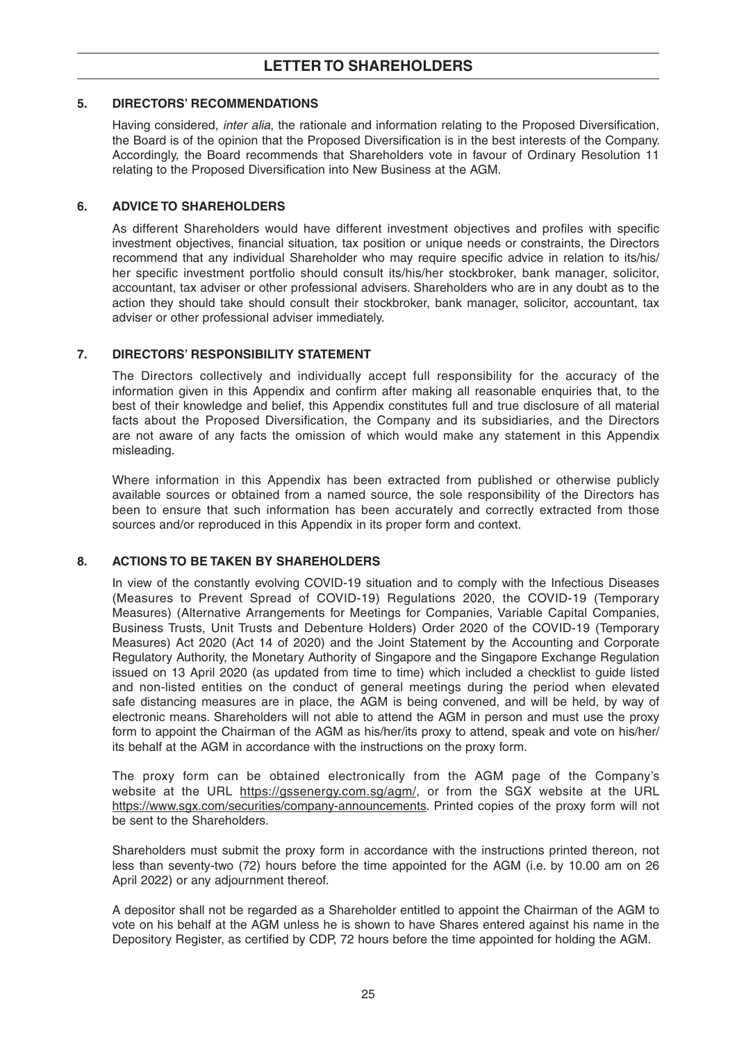## LETTER TO SHAREHOLDERS

### 5. DIRECTORS' RECOMMENDATIONS

Having considered, *inter alia*, the rationale and information relating to the Proposed Diversification, the Board is of the opinion that the Proposed Diversification is in the best interests of the Company. Accordingly, the Board recommends that Shareholders vote in favour of Ordinary Resolution 11 relating to the Proposed Diversification into New Business at the AGM.

### 6. ADVICE TO SHAREHOLDERS

As different Shareholders would have different investment objectives and profiles with specific investment objectives, financial situation, tax position or unique needs or constraints, the Directors recommend that any individual Shareholder who may require specific advice in relation to its/his/her specific investment portfolio should consult its/his/her stockbroker, bank manager, solicitor, accountant, tax adviser or other professional advisers. Shareholders who are in any doubt as to the action they should take should consult their stockbroker, bank manager, solicitor, accountant, tax adviser or other professional adviser immediately.

### 7. DIRECTORS' RESPONSIBILITY STATEMENT

The Directors collectively and individually accept full responsibility for the accuracy of the information given in this Appendix and confirm after making all reasonable enquiries that, to the best of their knowledge and belief, this Appendix constitutes full and true disclosure of all material facts about the Proposed Diversification, the Company and its subsidiaries, and the Directors are not aware of any facts the omission of which would make any statement in this Appendix misleading.

Where information in this Appendix has been extracted from published or otherwise publicly available sources or obtained from a named source, the sole responsibility of the Directors has been to ensure that such information has been accurately and correctly extracted from those sources and/or reproduced in this Appendix in its proper form and context.

### 8. ACTIONS TO BE TAKEN BY SHAREHOLDERS

In view of the constantly evolving COVID-19 situation and to comply with the Infectious Diseases (Measures to Prevent Spread of COVID-19) Regulations 2020, the COVID-19 (Temporary Measures) (Alternative Arrangements for Meetings for Companies, Variable Capital Companies, Business Trusts, Unit Trusts and Debenture Holders) Order 2020 of the COVID-19 (Temporary Measures) Act 2020 (Act 14 of 2020) and the Joint Statement by the Accounting and Corporate Regulatory Authority, the Monetary Authority of Singapore and the Singapore Exchange Regulation issued on 13 April 2020 (as updated from time to time) which included a checklist to guide listed and non-listed entities on the conduct of general meetings during the period when elevated safe distancing measures are in place, the AGM is being convened, and will be held, by way of electronic means. Shareholders will not able to attend the AGM in person and must use the proxy form to appoint the Chairman of the AGM as his/her/its proxy to attend, speak and vote on his/her/its behalf at the AGM in accordance with the instructions on the proxy form.

The proxy form can be obtained electronically from the AGM page of the Company's website at the URL https://gssenergy.com.sg/agm/, or from the SGX website at the URL https://www.sgx.com/securities/company-announcements. Printed copies of the proxy form will not be sent to the Shareholders.

Shareholders must submit the proxy form in accordance with the instructions printed thereon, not less than seventy-two (72) hours before the time appointed for the AGM (i.e. by 10.00 am on 26 April 2022) or any adjournment thereof.

A depositor shall not be regarded as a Shareholder entitled to appoint the Chairman of the AGM to vote on his behalf at the AGM unless he is shown to have Shares entered against his name in the Depository Register, as certified by CDP, 72 hours before the time appointed for holding the AGM.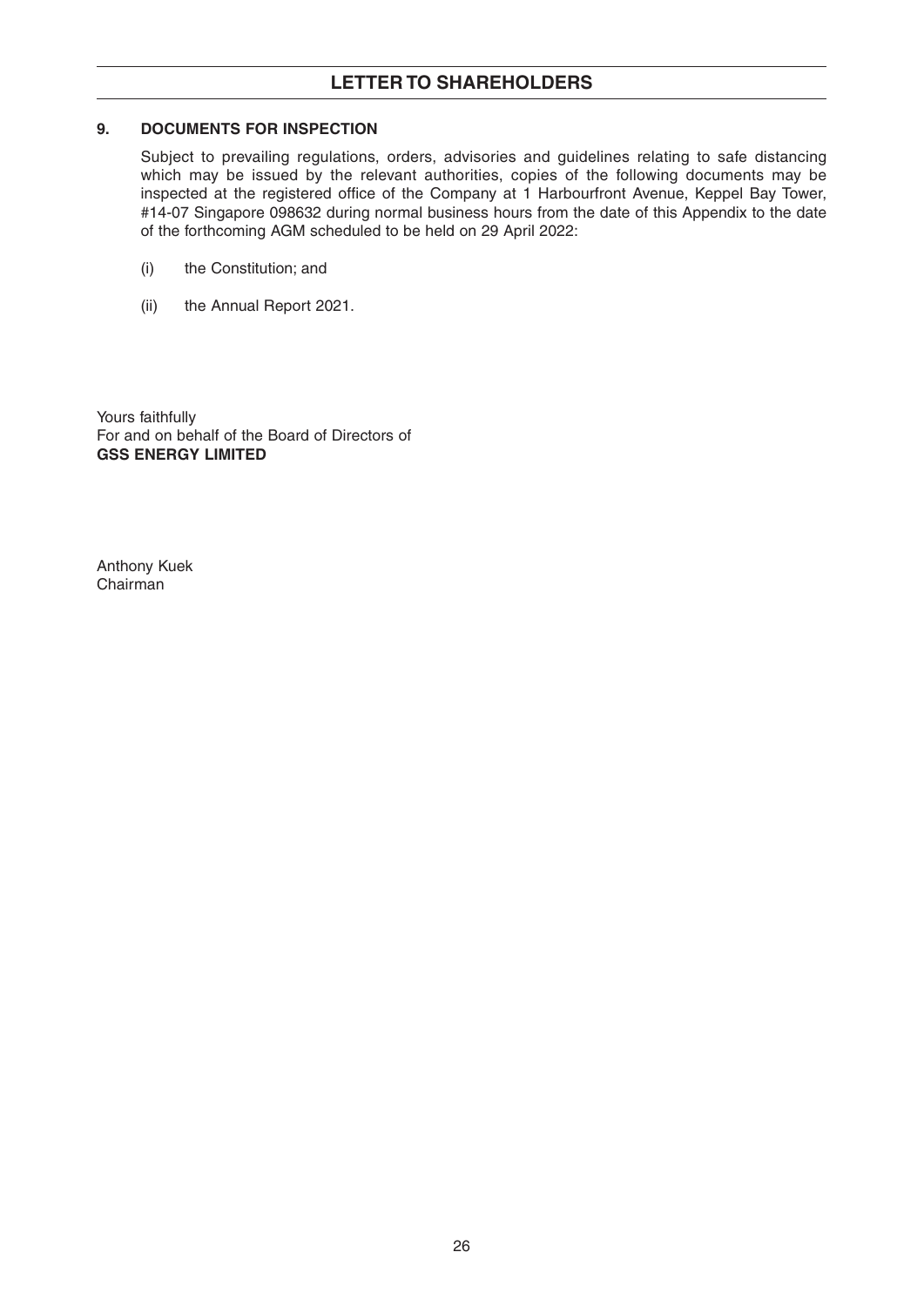## LETTER TO SHAREHOLDERS

### 9. DOCUMENTS FOR INSPECTION

Subject to prevailing regulations, orders, advisories and guidelines relating to safe distancing which may be issued by the relevant authorities, copies of the following documents may be inspected at the registered office of the Company at 1 Harbourfront Avenue, Keppel Bay Tower, #14-07 Singapore 098632 during normal business hours from the date of this Appendix to the date of the forthcoming AGM scheduled to be held on 29 April 2022:

(i) the Constitution; and

(ii) the Annual Report 2021.

Yours faithfully
For and on behalf of the Board of Directors of
**GSS ENERGY LIMITED**

Anthony Kuek
Chairman